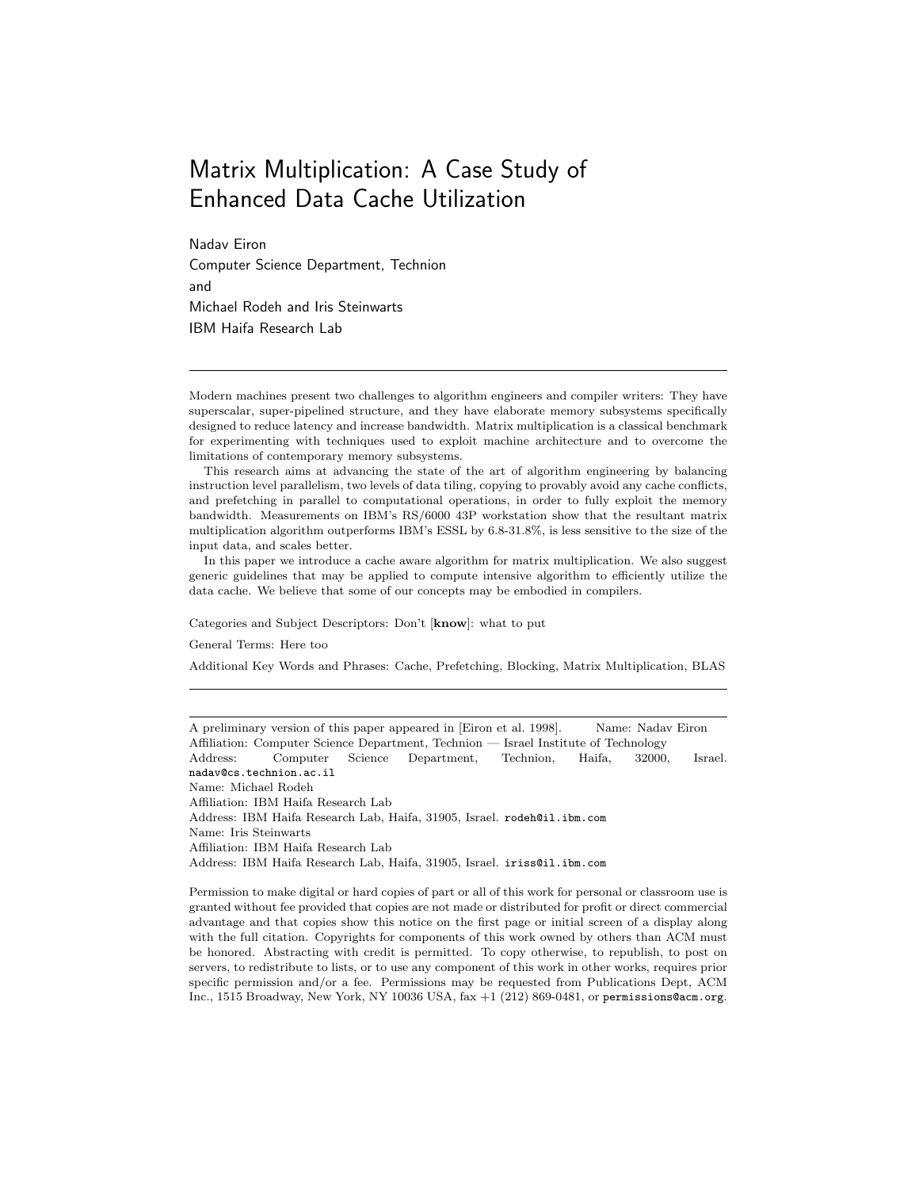# Matrix Multiplication: A Case Study of Enhanced Data Cache Utilization

Nadav Eiron
Computer Science Department, Technion
and
Michael Rodeh and Iris Steinwarts
IBM Haifa Research Lab

---

Modern machines present two challenges to algorithm engineers and compiler writers: They have superscalar, super-pipelined structure, and they have elaborate memory subsystems specifically designed to reduce latency and increase bandwidth. Matrix multiplication is a classical benchmark for experimenting with techniques used to exploit machine architecture and to overcome the limitations of contemporary memory subsystems.

This research aims at advancing the state of the art of algorithm engineering by balancing instruction level parallelism, two levels of data tiling, copying to provably avoid any cache conflicts, and prefetching in parallel to computational operations, in order to fully exploit the memory bandwidth. Measurements on IBM's RS/6000 43P workstation show that the resultant matrix multiplication algorithm outperforms IBM's ESSL by 6.8-31.8%, is less sensitive to the size of the input data, and scales better.

In this paper we introduce a cache aware algorithm for matrix multiplication. We also suggest generic guidelines that may be applied to compute intensive algorithm to efficiently utilize the data cache. We believe that some of our concepts may be embodied in compilers.

Categories and Subject Descriptors: Don't [**know**]: what to put

General Terms: Here too

Additional Key Words and Phrases: Cache, Prefetching, Blocking, Matrix Multiplication, BLAS

---

A preliminary version of this paper appeared in [Eiron et al. 1998]. Name: Nadav Eiron
Affiliation: Computer Science Department, Technion — Israel Institute of Technology
Address: Computer Science Department, Technion, Haifa, 32000, Israel. nadav@cs.technion.ac.il
Name: Michael Rodeh
Affiliation: IBM Haifa Research Lab
Address: IBM Haifa Research Lab, Haifa, 31905, Israel. rodeh@il.ibm.com
Name: Iris Steinwarts
Affiliation: IBM Haifa Research Lab
Address: IBM Haifa Research Lab, Haifa, 31905, Israel. iriss@il.ibm.com

Permission to make digital or hard copies of part or all of this work for personal or classroom use is granted without fee provided that copies are not made or distributed for profit or direct commercial advantage and that copies show this notice on the first page or initial screen of a display along with the full citation. Copyrights for components of this work owned by others than ACM must be honored. Abstracting with credit is permitted. To copy otherwise, to republish, to post on servers, to redistribute to lists, or to use any component of this work in other works, requires prior specific permission and/or a fee. Permissions may be requested from Publications Dept, ACM Inc., 1515 Broadway, New York, NY 10036 USA, fax +1 (212) 869-0481, or permissions@acm.org.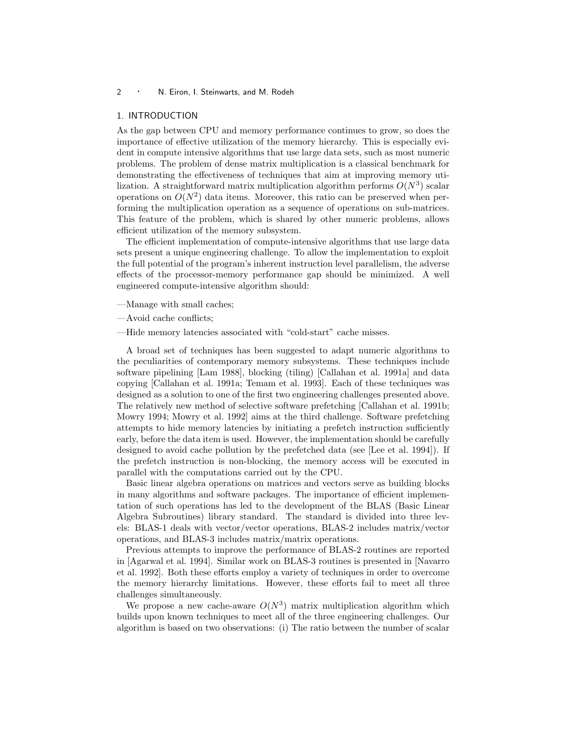## 1. INTRODUCTION

As the gap between CPU and memory performance continues to grow, so does the importance of effective utilization of the memory hierarchy. This is especially evident in compute intensive algorithms that use large data sets, such as most numeric problems. The problem of dense matrix multiplication is a classical benchmark for demonstrating the effectiveness of techniques that aim at improving memory utilization. A straightforward matrix multiplication algorithm performs $O(N^3)$ scalar operations on $O(N^2)$ data items. Moreover, this ratio can be preserved when performing the multiplication operation as a sequence of operations on sub-matrices. This feature of the problem, which is shared by other numeric problems, allows efficient utilization of the memory subsystem.

The efficient implementation of compute-intensive algorithms that use large data sets present a unique engineering challenge. To allow the implementation to exploit the full potential of the program's inherent instruction level parallelism, the adverse effects of the processor-memory performance gap should be minimized. A well engineered compute-intensive algorithm should:

—Manage with small caches;

—Avoid cache conflicts;

—Hide memory latencies associated with "cold-start" cache misses.

A broad set of techniques has been suggested to adapt numeric algorithms to the peculiarities of contemporary memory subsystems. These techniques include software pipelining [Lam 1988], blocking (tiling) [Callahan et al. 1991a] and data copying [Callahan et al. 1991a; Temam et al. 1993]. Each of these techniques was designed as a solution to one of the first two engineering challenges presented above. The relatively new method of selective software prefetching [Callahan et al. 1991b; Mowry 1994; Mowry et al. 1992] aims at the third challenge. Software prefetching attempts to hide memory latencies by initiating a prefetch instruction sufficiently early, before the data item is used. However, the implementation should be carefully designed to avoid cache pollution by the prefetched data (see [Lee et al. 1994]). If the prefetch instruction is non-blocking, the memory access will be executed in parallel with the computations carried out by the CPU.

Basic linear algebra operations on matrices and vectors serve as building blocks in many algorithms and software packages. The importance of efficient implementation of such operations has led to the development of the BLAS (Basic Linear Algebra Subroutines) library standard. The standard is divided into three levels: BLAS-1 deals with vector/vector operations, BLAS-2 includes matrix/vector operations, and BLAS-3 includes matrix/matrix operations.

Previous attempts to improve the performance of BLAS-2 routines are reported in [Agarwal et al. 1994]. Similar work on BLAS-3 routines is presented in [Navarro et al. 1992]. Both these efforts employ a variety of techniques in order to overcome the memory hierarchy limitations. However, these efforts fail to meet all three challenges simultaneously.

We propose a new cache-aware $O(N^3)$ matrix multiplication algorithm which builds upon known techniques to meet all of the three engineering challenges. Our algorithm is based on two observations: (i) The ratio between the number of scalar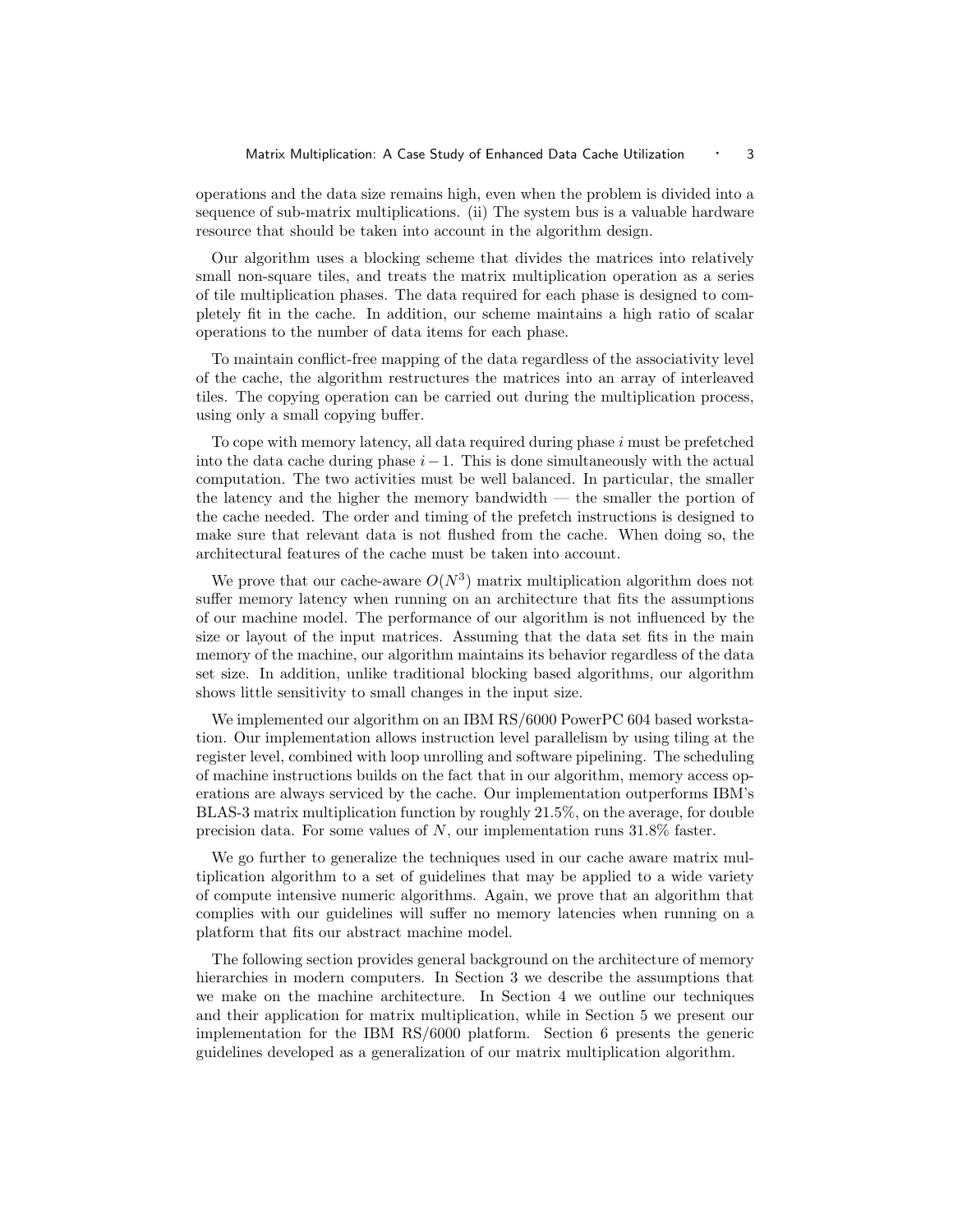operations and the data size remains high, even when the problem is divided into a sequence of sub-matrix multiplications. (ii) The system bus is a valuable hardware resource that should be taken into account in the algorithm design.

Our algorithm uses a blocking scheme that divides the matrices into relatively small non-square tiles, and treats the matrix multiplication operation as a series of tile multiplication phases. The data required for each phase is designed to completely fit in the cache. In addition, our scheme maintains a high ratio of scalar operations to the number of data items for each phase.

To maintain conflict-free mapping of the data regardless of the associativity level of the cache, the algorithm restructures the matrices into an array of interleaved tiles. The copying operation can be carried out during the multiplication process, using only a small copying buffer.

To cope with memory latency, all data required during phase $i$ must be prefetched into the data cache during phase $i-1$. This is done simultaneously with the actual computation. The two activities must be well balanced. In particular, the smaller the latency and the higher the memory bandwidth — the smaller the portion of the cache needed. The order and timing of the prefetch instructions is designed to make sure that relevant data is not flushed from the cache. When doing so, the architectural features of the cache must be taken into account.

We prove that our cache-aware $O(N^3)$ matrix multiplication algorithm does not suffer memory latency when running on an architecture that fits the assumptions of our machine model. The performance of our algorithm is not influenced by the size or layout of the input matrices. Assuming that the data set fits in the main memory of the machine, our algorithm maintains its behavior regardless of the data set size. In addition, unlike traditional blocking based algorithms, our algorithm shows little sensitivity to small changes in the input size.

We implemented our algorithm on an IBM RS/6000 PowerPC 604 based workstation. Our implementation allows instruction level parallelism by using tiling at the register level, combined with loop unrolling and software pipelining. The scheduling of machine instructions builds on the fact that in our algorithm, memory access operations are always serviced by the cache. Our implementation outperforms IBM's BLAS-3 matrix multiplication function by roughly 21.5%, on the average, for double precision data. For some values of $N$, our implementation runs 31.8% faster.

We go further to generalize the techniques used in our cache aware matrix multiplication algorithm to a set of guidelines that may be applied to a wide variety of compute intensive numeric algorithms. Again, we prove that an algorithm that complies with our guidelines will suffer no memory latencies when running on a platform that fits our abstract machine model.

The following section provides general background on the architecture of memory hierarchies in modern computers. In Section 3 we describe the assumptions that we make on the machine architecture. In Section 4 we outline our techniques and their application for matrix multiplication, while in Section 5 we present our implementation for the IBM RS/6000 platform. Section 6 presents the generic guidelines developed as a generalization of our matrix multiplication algorithm.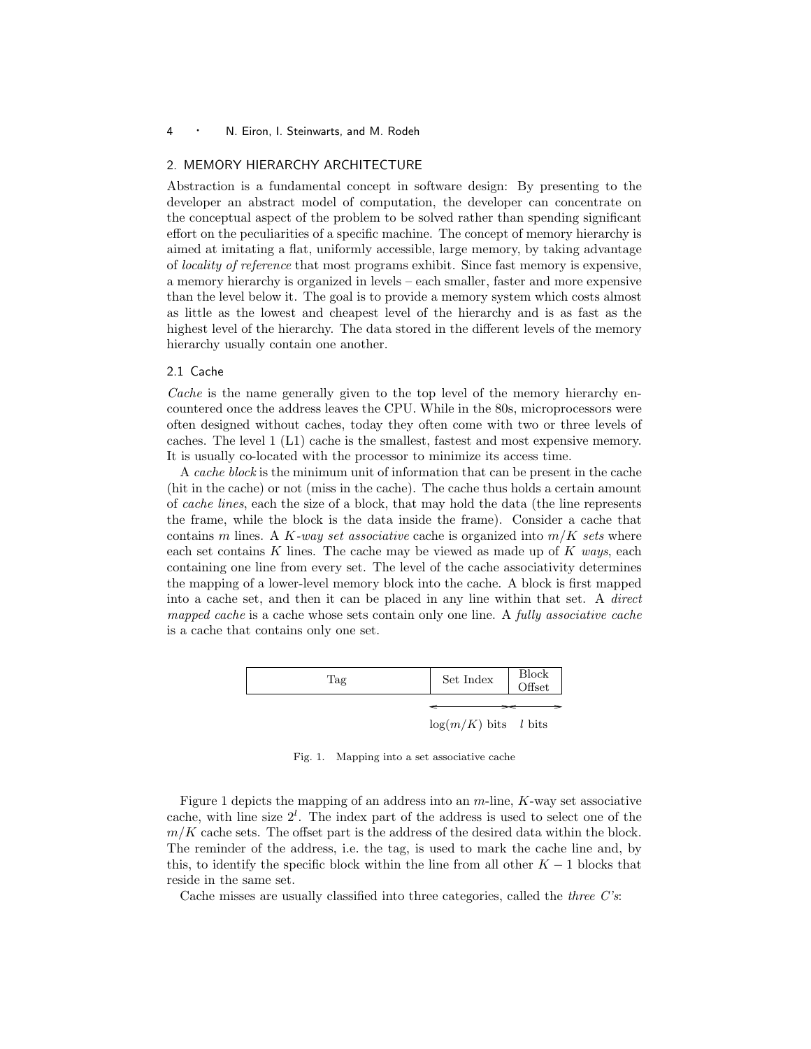## 2. MEMORY HIERARCHY ARCHITECTURE

Abstraction is a fundamental concept in software design: By presenting to the developer an abstract model of computation, the developer can concentrate on the conceptual aspect of the problem to be solved rather than spending significant effort on the peculiarities of a specific machine. The concept of memory hierarchy is aimed at imitating a flat, uniformly accessible, large memory, by taking advantage of *locality of reference* that most programs exhibit. Since fast memory is expensive, a memory hierarchy is organized in levels – each smaller, faster and more expensive than the level below it. The goal is to provide a memory system which costs almost as little as the lowest and cheapest level of the hierarchy and is as fast as the highest level of the hierarchy. The data stored in the different levels of the memory hierarchy usually contain one another.

### 2.1 Cache

*Cache* is the name generally given to the top level of the memory hierarchy encountered once the address leaves the CPU. While in the 80s, microprocessors were often designed without caches, today they often come with two or three levels of caches. The level 1 (L1) cache is the smallest, fastest and most expensive memory. It is usually co-located with the processor to minimize its access time.

A *cache block* is the minimum unit of information that can be present in the cache (hit in the cache) or not (miss in the cache). The cache thus holds a certain amount of *cache lines*, each the size of a block, that may hold the data (the line represents the frame, while the block is the data inside the frame). Consider a cache that contains $m$ lines. A *K-way set associative* cache is organized into $m/K$ *sets* where each set contains $K$ lines. The cache may be viewed as made up of $K$ *ways*, each containing one line from every set. The level of the cache associativity determines the mapping of a lower-level memory block into the cache. A block is first mapped into a cache set, and then it can be placed in any line within that set. A *direct mapped cache* is a cache whose sets contain only one line. A *fully associative cache* is a cache that contains only one set.

| Tag | Set Index | Block Offset |
|---|---|---|
| | $\log(m/K)$ bits | $l$ bits |

Fig. 1. Mapping into a set associative cache

Figure 1 depicts the mapping of an address into an $m$-line, $K$-way set associative cache, with line size $2^l$. The index part of the address is used to select one of the $m/K$ cache sets. The offset part is the address of the desired data within the block. The reminder of the address, i.e. the tag, is used to mark the cache line and, by this, to identify the specific block within the line from all other $K-1$ blocks that reside in the same set.

Cache misses are usually classified into three categories, called the *three C's*: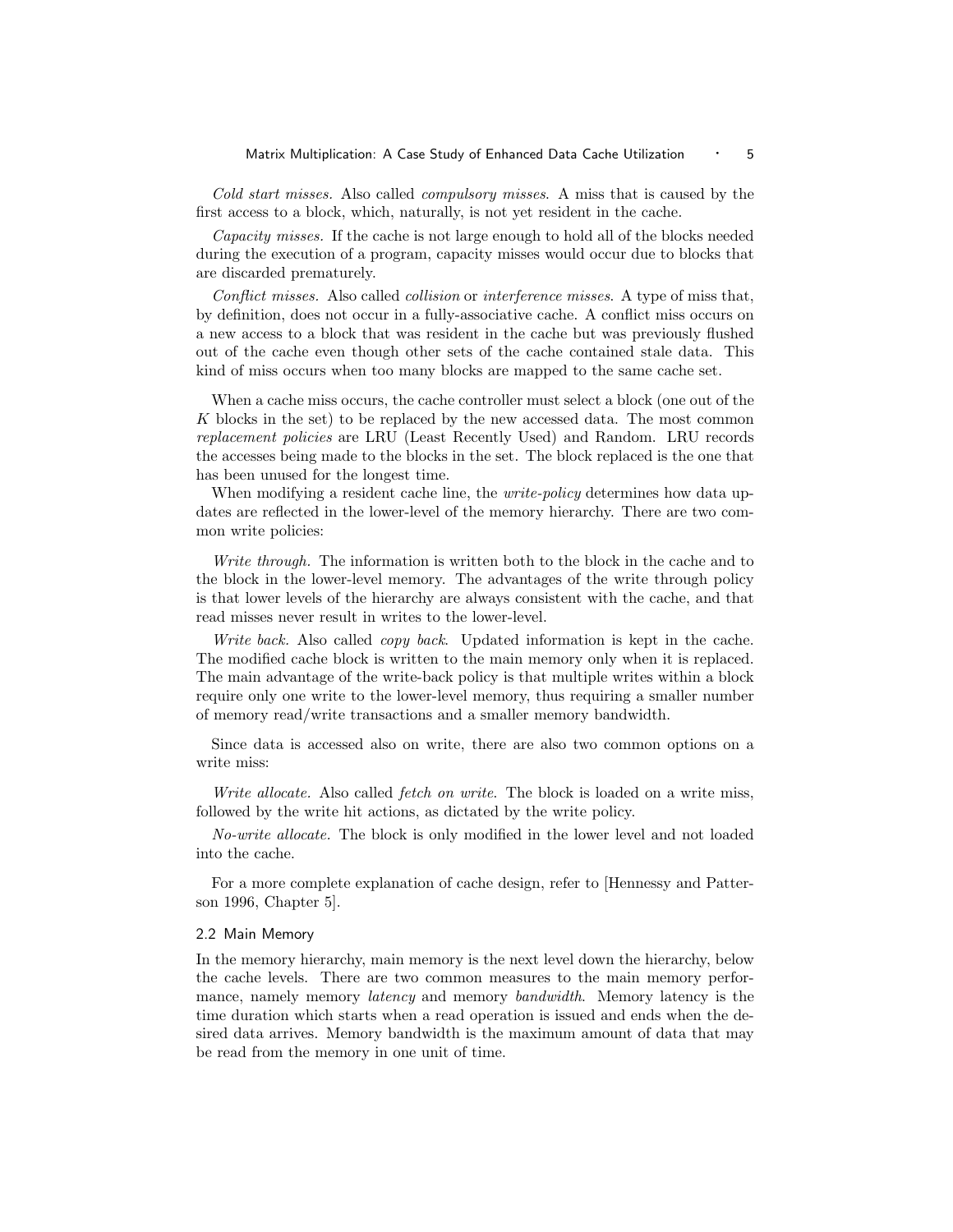*Cold start misses.* Also called *compulsory misses*. A miss that is caused by the first access to a block, which, naturally, is not yet resident in the cache.

*Capacity misses.* If the cache is not large enough to hold all of the blocks needed during the execution of a program, capacity misses would occur due to blocks that are discarded prematurely.

*Conflict misses.* Also called *collision* or *interference misses*. A type of miss that, by definition, does not occur in a fully-associative cache. A conflict miss occurs on a new access to a block that was resident in the cache but was previously flushed out of the cache even though other sets of the cache contained stale data. This kind of miss occurs when too many blocks are mapped to the same cache set.

When a cache miss occurs, the cache controller must select a block (one out of the $K$ blocks in the set) to be replaced by the new accessed data. The most common *replacement policies* are LRU (Least Recently Used) and Random. LRU records the accesses being made to the blocks in the set. The block replaced is the one that has been unused for the longest time.

When modifying a resident cache line, the *write-policy* determines how data updates are reflected in the lower-level of the memory hierarchy. There are two common write policies:

*Write through.* The information is written both to the block in the cache and to the block in the lower-level memory. The advantages of the write through policy is that lower levels of the hierarchy are always consistent with the cache, and that read misses never result in writes to the lower-level.

*Write back.* Also called *copy back*. Updated information is kept in the cache. The modified cache block is written to the main memory only when it is replaced. The main advantage of the write-back policy is that multiple writes within a block require only one write to the lower-level memory, thus requiring a smaller number of memory read/write transactions and a smaller memory bandwidth.

Since data is accessed also on write, there are also two common options on a write miss:

*Write allocate.* Also called *fetch on write*. The block is loaded on a write miss, followed by the write hit actions, as dictated by the write policy.

*No-write allocate.* The block is only modified in the lower level and not loaded into the cache.

For a more complete explanation of cache design, refer to [Hennessy and Patterson 1996, Chapter 5].

### 2.2 Main Memory

In the memory hierarchy, main memory is the next level down the hierarchy, below the cache levels. There are two common measures to the main memory performance, namely memory *latency* and memory *bandwidth*. Memory latency is the time duration which starts when a read operation is issued and ends when the desired data arrives. Memory bandwidth is the maximum amount of data that may be read from the memory in one unit of time.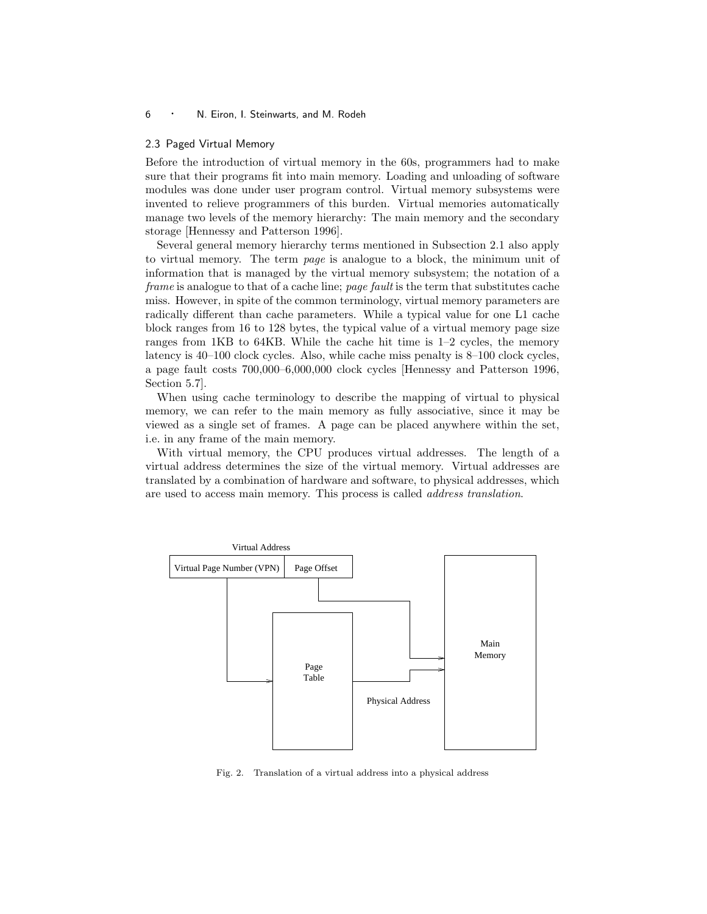## 2.3 Paged Virtual Memory

Before the introduction of virtual memory in the 60s, programmers had to make sure that their programs fit into main memory. Loading and unloading of software modules was done under user program control. Virtual memory subsystems were invented to relieve programmers of this burden. Virtual memories automatically manage two levels of the memory hierarchy: The main memory and the secondary storage [Hennessy and Patterson 1996].

Several general memory hierarchy terms mentioned in Subsection 2.1 also apply to virtual memory. The term *page* is analogue to a block, the minimum unit of information that is managed by the virtual memory subsystem; the notation of a *frame* is analogue to that of a cache line; *page fault* is the term that substitutes cache miss. However, in spite of the common terminology, virtual memory parameters are radically different than cache parameters. While a typical value for one L1 cache block ranges from 16 to 128 bytes, the typical value of a virtual memory page size ranges from 1KB to 64KB. While the cache hit time is 1–2 cycles, the memory latency is 40–100 clock cycles. Also, while cache miss penalty is 8–100 clock cycles, a page fault costs 700,000–6,000,000 clock cycles [Hennessy and Patterson 1996, Section 5.7].

When using cache terminology to describe the mapping of virtual to physical memory, we can refer to the main memory as fully associative, since it may be viewed as a single set of frames. A page can be placed anywhere within the set, i.e. in any frame of the main memory.

With virtual memory, the CPU produces virtual addresses. The length of a virtual address determines the size of the virtual memory. Virtual addresses are translated by a combination of hardware and software, to physical addresses, which are used to access main memory. This process is called *address translation*.

Fig. 2. Translation of a virtual address into a physical address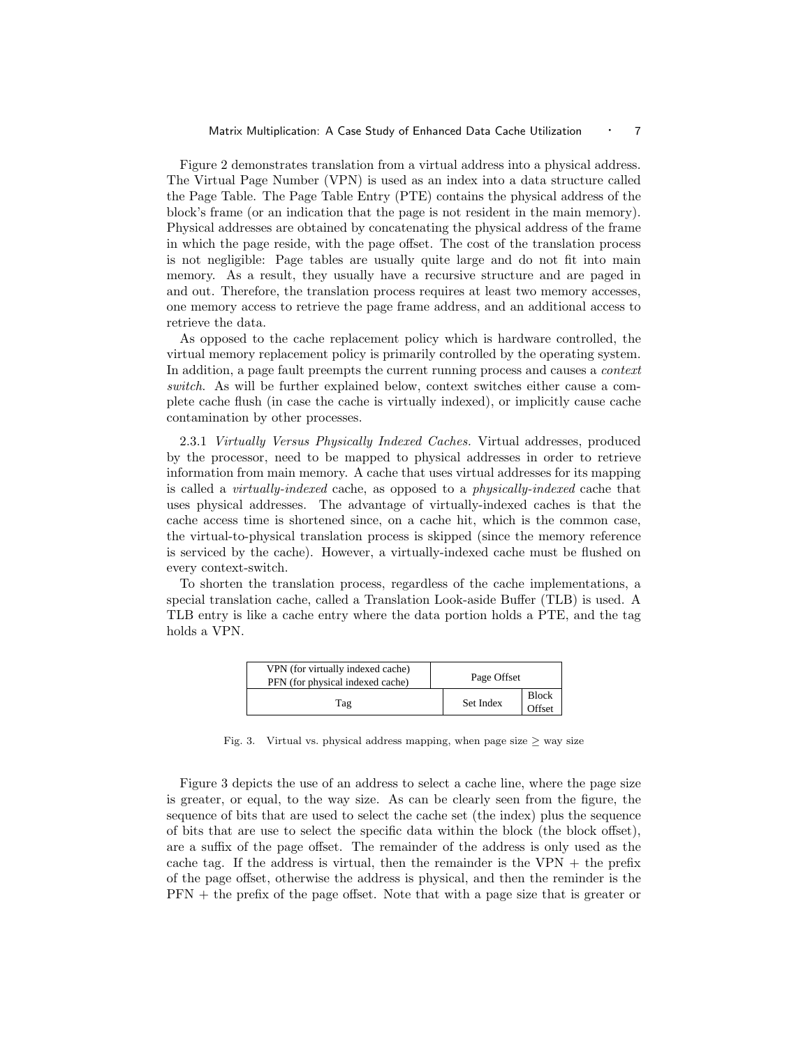Figure 2 demonstrates translation from a virtual address into a physical address. The Virtual Page Number (VPN) is used as an index into a data structure called the Page Table. The Page Table Entry (PTE) contains the physical address of the block's frame (or an indication that the page is not resident in the main memory). Physical addresses are obtained by concatenating the physical address of the frame in which the page reside, with the page offset. The cost of the translation process is not negligible: Page tables are usually quite large and do not fit into main memory. As a result, they usually have a recursive structure and are paged in and out. Therefore, the translation process requires at least two memory accesses, one memory access to retrieve the page frame address, and an additional access to retrieve the data.

As opposed to the cache replacement policy which is hardware controlled, the virtual memory replacement policy is primarily controlled by the operating system. In addition, a page fault preempts the current running process and causes a *context switch*. As will be further explained below, context switches either cause a complete cache flush (in case the cache is virtually indexed), or implicitly cause cache contamination by other processes.

2.3.1 *Virtually Versus Physically Indexed Caches.* Virtual addresses, produced by the processor, need to be mapped to physical addresses in order to retrieve information from main memory. A cache that uses virtual addresses for its mapping is called a *virtually-indexed* cache, as opposed to a *physically-indexed* cache that uses physical addresses. The advantage of virtually-indexed caches is that the cache access time is shortened since, on a cache hit, which is the common case, the virtual-to-physical translation process is skipped (since the memory reference is serviced by the cache). However, a virtually-indexed cache must be flushed on every context-switch.

To shorten the translation process, regardless of the cache implementations, a special translation cache, called a Translation Look-aside Buffer (TLB) is used. A TLB entry is like a cache entry where the data portion holds a PTE, and the tag holds a VPN.

| VPN (for virtually indexed cache) PFN (for physical indexed cache) | Page Offset | |
|---|---|---|
| Tag | Set Index | Block Offset |

Fig. 3. Virtual vs. physical address mapping, when page size $\geq$ way size

Figure 3 depicts the use of an address to select a cache line, where the page size is greater, or equal, to the way size. As can be clearly seen from the figure, the sequence of bits that are used to select the cache set (the index) plus the sequence of bits that are use to select the specific data within the block (the block offset), are a suffix of the page offset. The remainder of the address is only used as the cache tag. If the address is virtual, then the remainder is the VPN + the prefix of the page offset, otherwise the address is physical, and then the reminder is the PFN + the prefix of the page offset. Note that with a page size that is greater or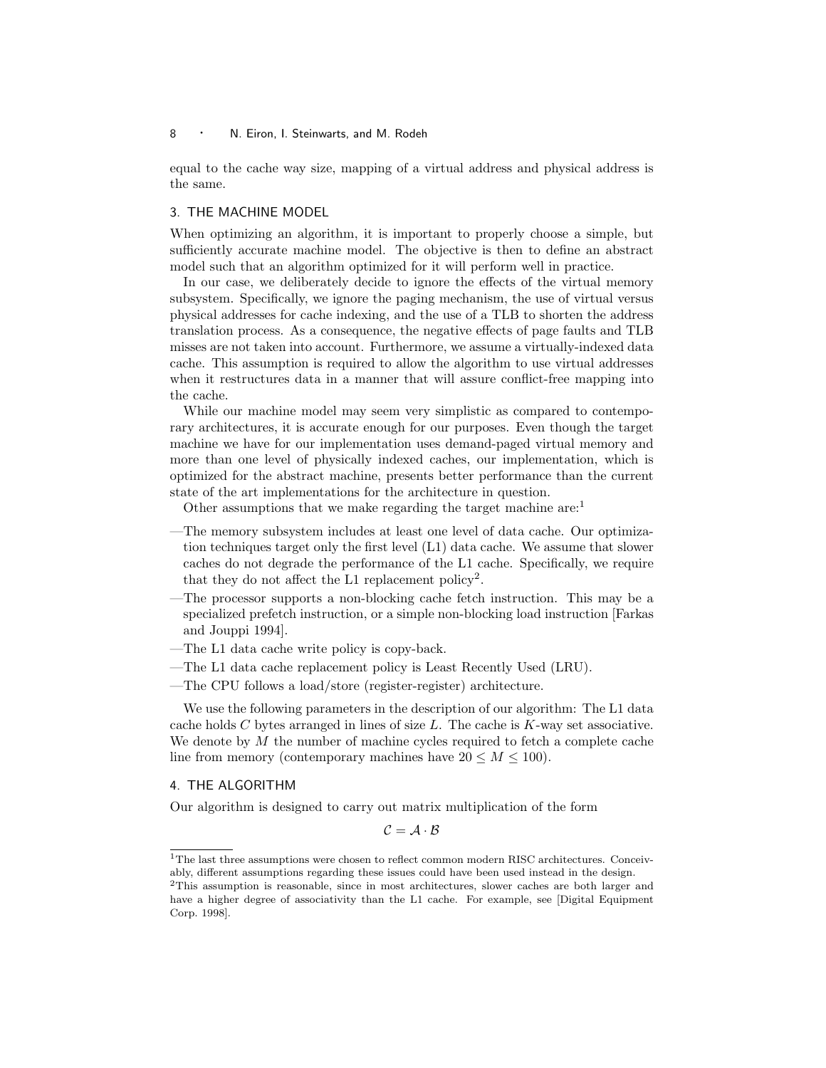equal to the cache way size, mapping of a virtual address and physical address is the same.

## 3. THE MACHINE MODEL

When optimizing an algorithm, it is important to properly choose a simple, but sufficiently accurate machine model. The objective is then to define an abstract model such that an algorithm optimized for it will perform well in practice.

In our case, we deliberately decide to ignore the effects of the virtual memory subsystem. Specifically, we ignore the paging mechanism, the use of virtual versus physical addresses for cache indexing, and the use of a TLB to shorten the address translation process. As a consequence, the negative effects of page faults and TLB misses are not taken into account. Furthermore, we assume a virtually-indexed data cache. This assumption is required to allow the algorithm to use virtual addresses when it restructures data in a manner that will assure conflict-free mapping into the cache.

While our machine model may seem very simplistic as compared to contemporary architectures, it is accurate enough for our purposes. Even though the target machine we have for our implementation uses demand-paged virtual memory and more than one level of physically indexed caches, our implementation, which is optimized for the abstract machine, presents better performance than the current state of the art implementations for the architecture in question.

Other assumptions that we make regarding the target machine are:[1]

- The memory subsystem includes at least one level of data cache. Our optimization techniques target only the first level (L1) data cache. We assume that slower caches do not degrade the performance of the L1 cache. Specifically, we require that they do not affect the L1 replacement policy[2].
- The processor supports a non-blocking cache fetch instruction. This may be a specialized prefetch instruction, or a simple non-blocking load instruction [Farkas and Jouppi 1994].
- The L1 data cache write policy is copy-back.
- The L1 data cache replacement policy is Least Recently Used (LRU).
- The CPU follows a load/store (register-register) architecture.

We use the following parameters in the description of our algorithm: The L1 data cache holds $C$ bytes arranged in lines of size $L$. The cache is $K$-way set associative. We denote by $M$ the number of machine cycles required to fetch a complete cache line from memory (contemporary machines have $20 \leq M \leq 100$).

## 4. THE ALGORITHM

Our algorithm is designed to carry out matrix multiplication of the form

$$\mathcal{C} = \mathcal{A} \cdot \mathcal{B}$$

[1] The last three assumptions were chosen to reflect common modern RISC architectures. Conceivably, different assumptions regarding these issues could have been used instead in the design.

[2] This assumption is reasonable, since in most architectures, slower caches are both larger and have a higher degree of associativity than the L1 cache. For example, see [Digital Equipment Corp. 1998].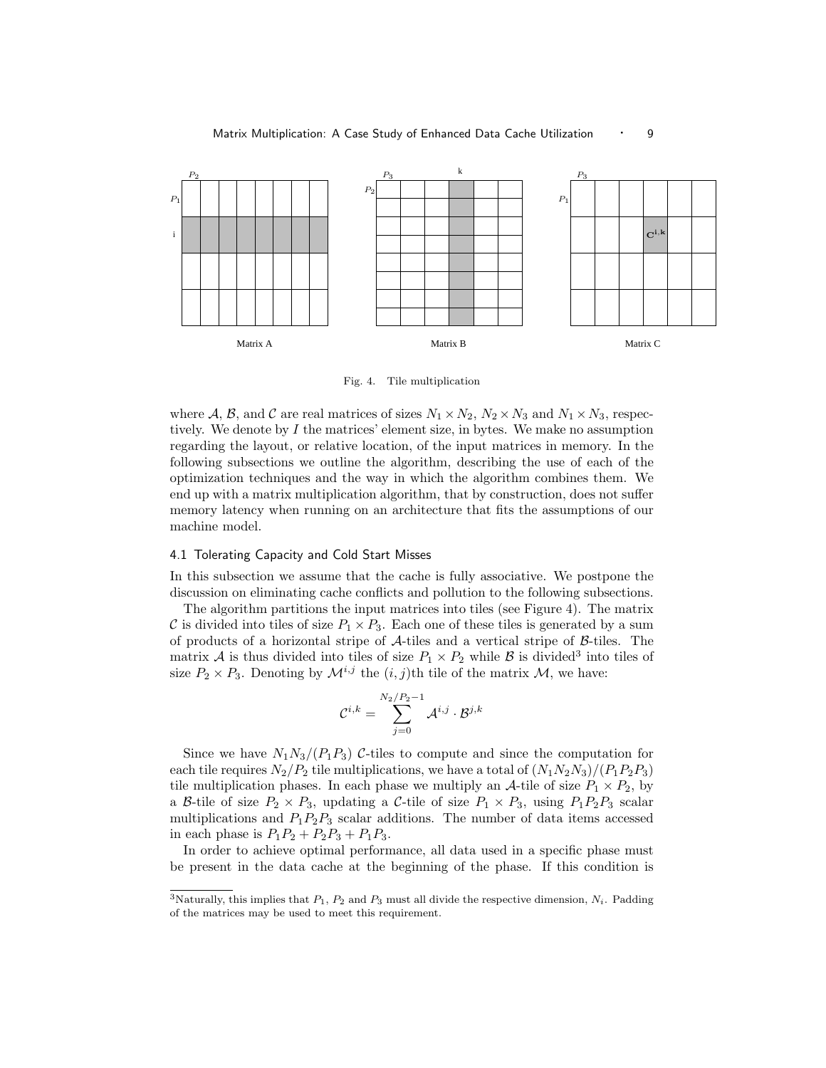Fig. 4. Tile multiplication

where $\mathcal{A}$, $\mathcal{B}$, and $\mathcal{C}$ are real matrices of sizes $N_1 \times N_2$, $N_2 \times N_3$ and $N_1 \times N_3$, respectively. We denote by $I$ the matrices' element size, in bytes. We make no assumption regarding the layout, or relative location, of the input matrices in memory. In the following subsections we outline the algorithm, describing the use of each of the optimization techniques and the way in which the algorithm combines them. We end up with a matrix multiplication algorithm, that by construction, does not suffer memory latency when running on an architecture that fits the assumptions of our machine model.

### 4.1 Tolerating Capacity and Cold Start Misses

In this subsection we assume that the cache is fully associative. We postpone the discussion on eliminating cache conflicts and pollution to the following subsections.

The algorithm partitions the input matrices into tiles (see Figure 4). The matrix $\mathcal{C}$ is divided into tiles of size $P_1 \times P_3$. Each one of these tiles is generated by a sum of products of a horizontal stripe of $\mathcal{A}$-tiles and a vertical stripe of $\mathcal{B}$-tiles. The matrix $\mathcal{A}$ is thus divided into tiles of size $P_1 \times P_2$ while $\mathcal{B}$ is divided[3] into tiles of size $P_2 \times P_3$. Denoting by $\mathcal{M}^{i,j}$ the $(i, j)$th tile of the matrix $\mathcal{M}$, we have:

$$\mathcal{C}^{i,k} = \sum_{j=0}^{N_2/P_2-1} \mathcal{A}^{i,j} \cdot \mathcal{B}^{j,k}$$

Since we have $N_1 N_3/(P_1 P_3)$ $\mathcal{C}$-tiles to compute and since the computation for each tile requires $N_2/P_2$ tile multiplications, we have a total of $(N_1 N_2 N_3)/(P_1 P_2 P_3)$ tile multiplication phases. In each phase we multiply an $\mathcal{A}$-tile of size $P_1 \times P_2$, by a $\mathcal{B}$-tile of size $P_2 \times P_3$, updating a $\mathcal{C}$-tile of size $P_1 \times P_3$, using $P_1 P_2 P_3$ scalar multiplications and $P_1 P_2 P_3$ scalar additions. The number of data items accessed in each phase is $P_1 P_2 + P_2 P_3 + P_1 P_3$.

In order to achieve optimal performance, all data used in a specific phase must be present in the data cache at the beginning of the phase. If this condition is

[3] Naturally, this implies that $P_1$, $P_2$ and $P_3$ must all divide the respective dimension, $N_i$. Padding of the matrices may be used to meet this requirement.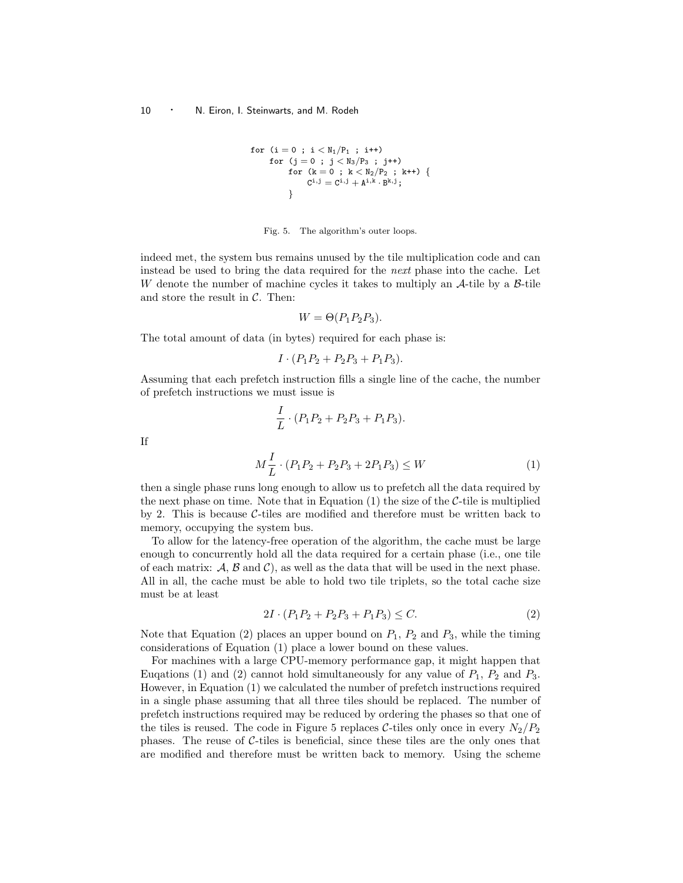```
for (i = 0 ; i < N1/P1 ; i++)
    for (j = 0 ; j < N3/P3 ; j++)
        for (k = 0 ; k < N2/P2 ; k++) {
            C^{i,j} = C^{i,j} + A^{i,k} · B^{k,j};
        }
```

Fig. 5. The algorithm's outer loops.

indeed met, the system bus remains unused by the tile multiplication code and can instead be used to bring the data required for the *next* phase into the cache. Let $W$ denote the number of machine cycles it takes to multiply an $\mathcal{A}$-tile by a $\mathcal{B}$-tile and store the result in $\mathcal{C}$. Then:

$$W = \Theta(P_1 P_2 P_3).$$

The total amount of data (in bytes) required for each phase is:

$$I \cdot (P_1 P_2 + P_2 P_3 + P_1 P_3).$$

Assuming that each prefetch instruction fills a single line of the cache, the number of prefetch instructions we must issue is

$$\frac{I}{L} \cdot (P_1 P_2 + P_2 P_3 + P_1 P_3).$$

If

$$M \frac{I}{L} \cdot (P_1 P_2 + P_2 P_3 + 2 P_1 P_3) \leq W \tag{1}$$

then a single phase runs long enough to allow us to prefetch all the data required by the next phase on time. Note that in Equation (1) the size of the $\mathcal{C}$-tile is multiplied by 2. This is because $\mathcal{C}$-tiles are modified and therefore must be written back to memory, occupying the system bus.

To allow for the latency-free operation of the algorithm, the cache must be large enough to concurrently hold all the data required for a certain phase (i.e., one tile of each matrix: $\mathcal{A}$, $\mathcal{B}$ and $\mathcal{C}$), as well as the data that will be used in the next phase. All in all, the cache must be able to hold two tile triplets, so the total cache size must be at least

$$2I \cdot (P_1 P_2 + P_2 P_3 + P_1 P_3) \leq C. \tag{2}$$

Note that Equation (2) places an upper bound on $P_1$, $P_2$ and $P_3$, while the timing considerations of Equation (1) place a lower bound on these values.

For machines with a large CPU-memory performance gap, it might happen that Euqations (1) and (2) cannot hold simultaneously for any value of $P_1$, $P_2$ and $P_3$. However, in Equation (1) we calculated the number of prefetch instructions required in a single phase assuming that all three tiles should be replaced. The number of prefetch instructions required may be reduced by ordering the phases so that one of the tiles is reused. The code in Figure 5 replaces $\mathcal{C}$-tiles only once in every $N_2/P_2$ phases. The reuse of $\mathcal{C}$-tiles is beneficial, since these tiles are the only ones that are modified and therefore must be written back to memory. Using the scheme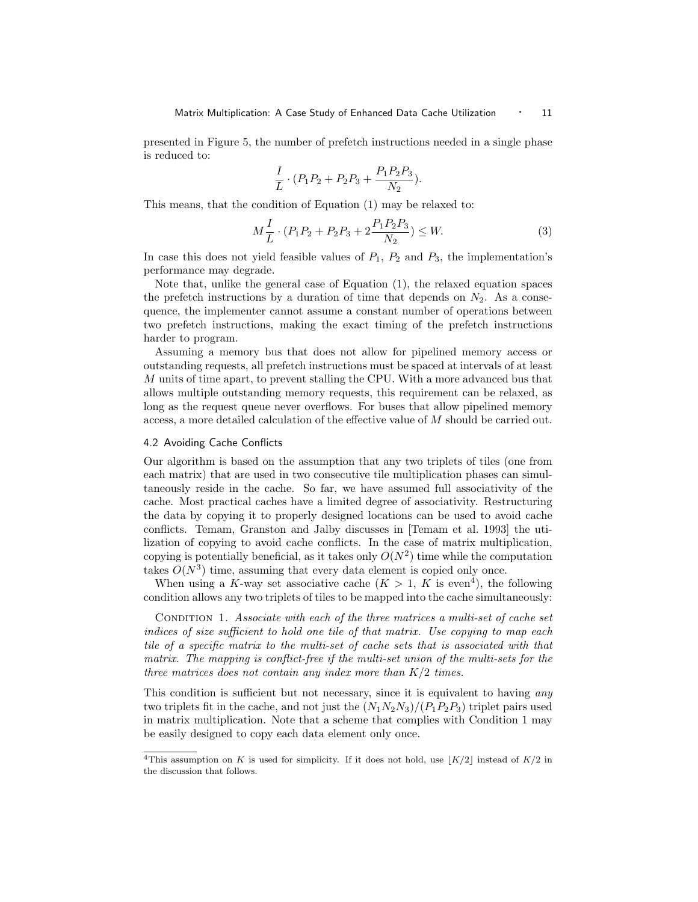presented in Figure 5, the number of prefetch instructions needed in a single phase is reduced to:

$$\frac{I}{L} \cdot (P_1P_2 + P_2P_3 + \frac{P_1P_2P_3}{N_2}).$$

This means, that the condition of Equation (1) may be relaxed to:

$$M\frac{I}{L} \cdot (P_1P_2 + P_2P_3 + 2\frac{P_1P_2P_3}{N_2}) \leq W. \tag{3}$$

In case this does not yield feasible values of $P_1$, $P_2$ and $P_3$, the implementation's performance may degrade.

Note that, unlike the general case of Equation (1), the relaxed equation spaces the prefetch instructions by a duration of time that depends on $N_2$. As a consequence, the implementer cannot assume a constant number of operations between two prefetch instructions, making the exact timing of the prefetch instructions harder to program.

Assuming a memory bus that does not allow for pipelined memory access or outstanding requests, all prefetch instructions must be spaced at intervals of at least $M$ units of time apart, to prevent stalling the CPU. With a more advanced bus that allows multiple outstanding memory requests, this requirement can be relaxed, as long as the request queue never overflows. For buses that allow pipelined memory access, a more detailed calculation of the effective value of $M$ should be carried out.

### 4.2 Avoiding Cache Conflicts

Our algorithm is based on the assumption that any two triplets of tiles (one from each matrix) that are used in two consecutive tile multiplication phases can simultaneously reside in the cache. So far, we have assumed full associativity of the cache. Most practical caches have a limited degree of associativity. Restructuring the data by copying it to properly designed locations can be used to avoid cache conflicts. Temam, Granston and Jalby discusses in [Temam et al. 1993] the utilization of copying to avoid cache conflicts. In the case of matrix multiplication, copying is potentially beneficial, as it takes only $O(N^2)$ time while the computation takes $O(N^3)$ time, assuming that every data element is copied only once.

When using a $K$-way set associative cache ($K > 1$, $K$ is even[4]), the following condition allows any two triplets of tiles to be mapped into the cache simultaneously:

Condition 1. *Associate with each of the three matrices a multi-set of cache set indices of size sufficient to hold one tile of that matrix. Use copying to map each tile of a specific matrix to the multi-set of cache sets that is associated with that matrix. The mapping is conflict-free if the multi-set union of the multi-sets for the three matrices does not contain any index more than $K/2$ times.*

This condition is sufficient but not necessary, since it is equivalent to having *any* two triplets fit in the cache, and not just the $(N_1N_2N_3)/(P_1P_2P_3)$ triplet pairs used in matrix multiplication. Note that a scheme that complies with Condition 1 may be easily designed to copy each data element only once.

[4]This assumption on $K$ is used for simplicity. If it does not hold, use $\lfloor K/2 \rfloor$ instead of $K/2$ in the discussion that follows.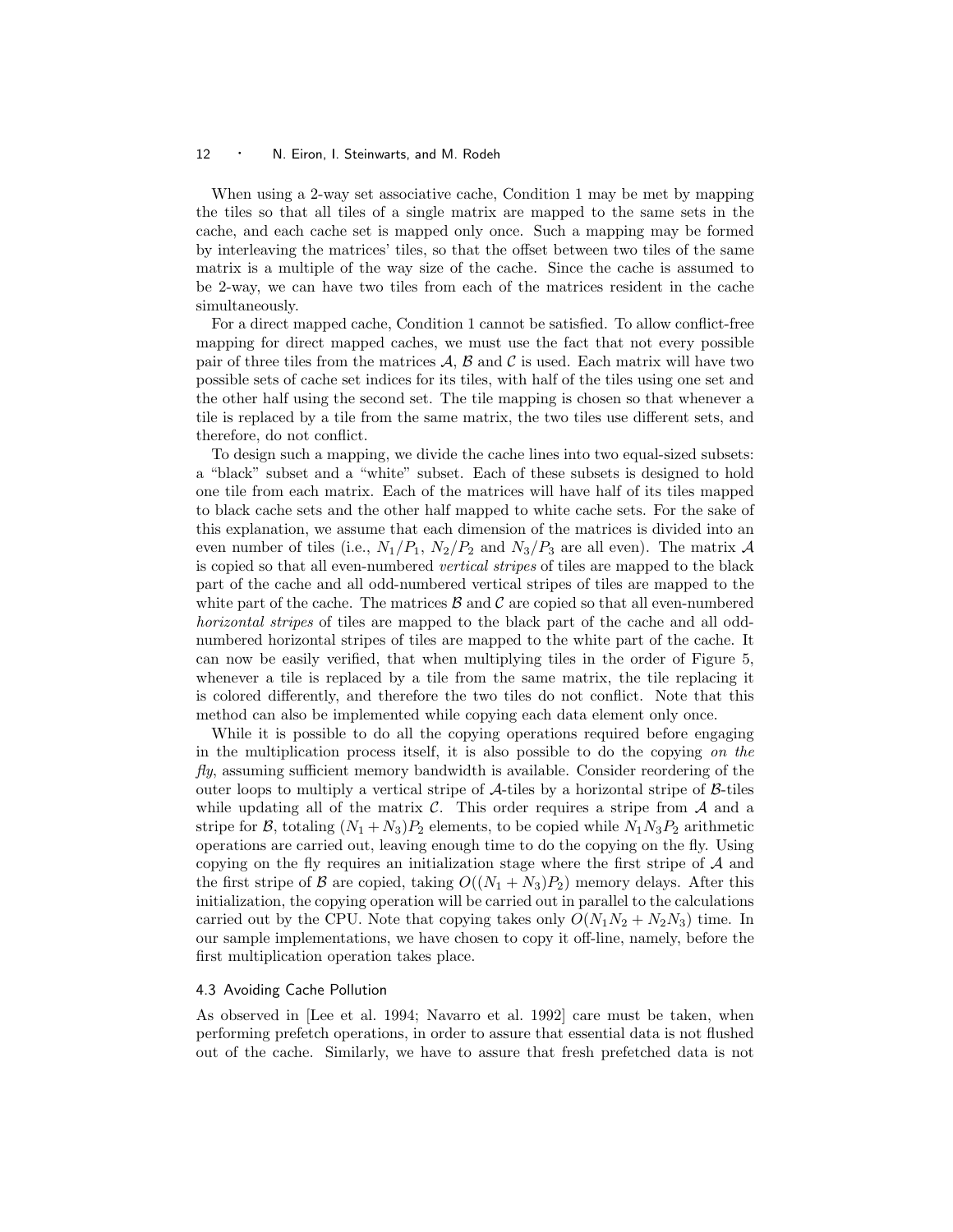When using a 2-way set associative cache, Condition 1 may be met by mapping the tiles so that all tiles of a single matrix are mapped to the same sets in the cache, and each cache set is mapped only once. Such a mapping may be formed by interleaving the matrices' tiles, so that the offset between two tiles of the same matrix is a multiple of the way size of the cache. Since the cache is assumed to be 2-way, we can have two tiles from each of the matrices resident in the cache simultaneously.

For a direct mapped cache, Condition 1 cannot be satisfied. To allow conflict-free mapping for direct mapped caches, we must use the fact that not every possible pair of three tiles from the matrices $\mathcal{A}$, $\mathcal{B}$ and $\mathcal{C}$ is used. Each matrix will have two possible sets of cache set indices for its tiles, with half of the tiles using one set and the other half using the second set. The tile mapping is chosen so that whenever a tile is replaced by a tile from the same matrix, the two tiles use different sets, and therefore, do not conflict.

To design such a mapping, we divide the cache lines into two equal-sized subsets: a "black" subset and a "white" subset. Each of these subsets is designed to hold one tile from each matrix. Each of the matrices will have half of its tiles mapped to black cache sets and the other half mapped to white cache sets. For the sake of this explanation, we assume that each dimension of the matrices is divided into an even number of tiles (i.e., $N_1/P_1$, $N_2/P_2$ and $N_3/P_3$ are all even). The matrix $\mathcal{A}$ is copied so that all even-numbered *vertical stripes* of tiles are mapped to the black part of the cache and all odd-numbered vertical stripes of tiles are mapped to the white part of the cache. The matrices $\mathcal{B}$ and $\mathcal{C}$ are copied so that all even-numbered *horizontal stripes* of tiles are mapped to the black part of the cache and all odd-numbered horizontal stripes of tiles are mapped to the white part of the cache. It can now be easily verified, that when multiplying tiles in the order of Figure 5, whenever a tile is replaced by a tile from the same matrix, the tile replacing it is colored differently, and therefore the two tiles do not conflict. Note that this method can also be implemented while copying each data element only once.

While it is possible to do all the copying operations required before engaging in the multiplication process itself, it is also possible to do the copying *on the fly*, assuming sufficient memory bandwidth is available. Consider reordering of the outer loops to multiply a vertical stripe of $\mathcal{A}$-tiles by a horizontal stripe of $\mathcal{B}$-tiles while updating all of the matrix $\mathcal{C}$. This order requires a stripe from $\mathcal{A}$ and a stripe for $\mathcal{B}$, totaling $(N_1 + N_3)P_2$ elements, to be copied while $N_1 N_3 P_2$ arithmetic operations are carried out, leaving enough time to do the copying on the fly. Using copying on the fly requires an initialization stage where the first stripe of $\mathcal{A}$ and the first stripe of $\mathcal{B}$ are copied, taking $O((N_1 + N_3)P_2)$ memory delays. After this initialization, the copying operation will be carried out in parallel to the calculations carried out by the CPU. Note that copying takes only $O(N_1 N_2 + N_2 N_3)$ time. In our sample implementations, we have chosen to copy it off-line, namely, before the first multiplication operation takes place.

### 4.3 Avoiding Cache Pollution

As observed in [Lee et al. 1994; Navarro et al. 1992] care must be taken, when performing prefetch operations, in order to assure that essential data is not flushed out of the cache. Similarly, we have to assure that fresh prefetched data is not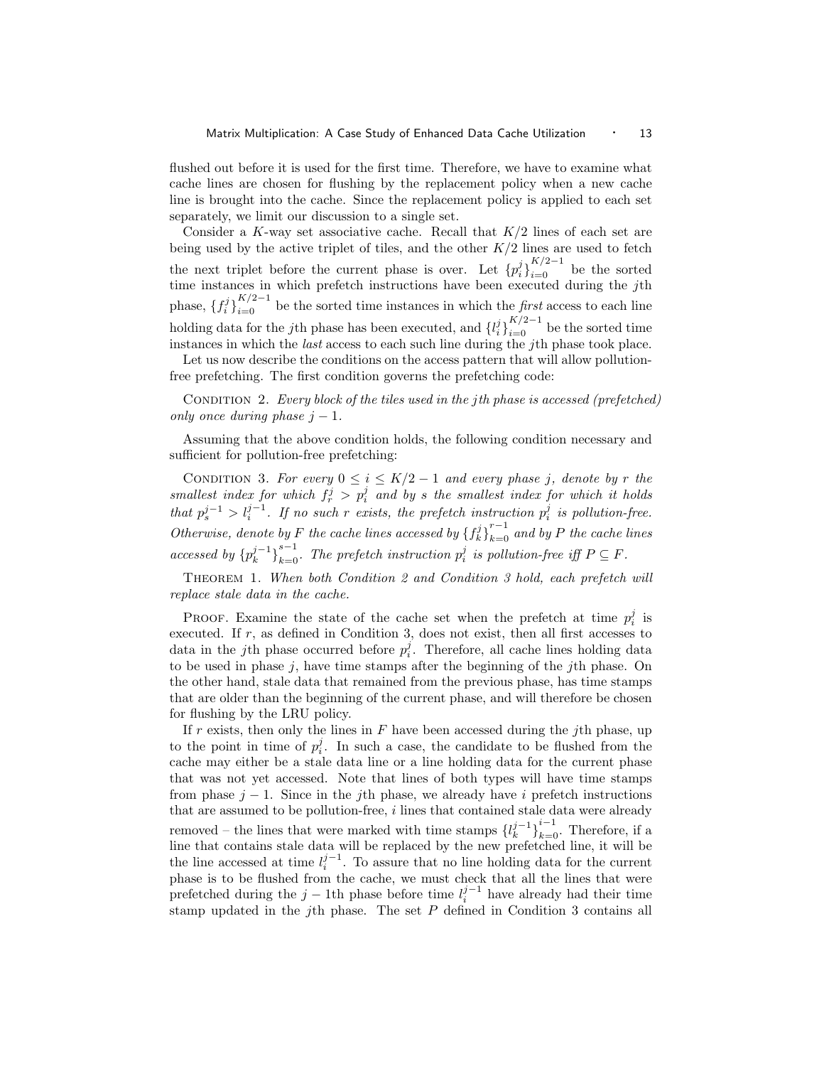flushed out before it is used for the first time. Therefore, we have to examine what cache lines are chosen for flushing by the replacement policy when a new cache line is brought into the cache. Since the replacement policy is applied to each set separately, we limit our discussion to a single set.

Consider a $K$-way set associative cache. Recall that $K/2$ lines of each set are being used by the active triplet of tiles, and the other $K/2$ lines are used to fetch the next triplet before the current phase is over. Let $\{p_i^j\}_{i=0}^{K/2-1}$ be the sorted time instances in which prefetch instructions have been executed during the $j$th phase, $\{f_i^j\}_{i=0}^{K/2-1}$ be the sorted time instances in which the *first* access to each line holding data for the $j$th phase has been executed, and $\{l_i^j\}_{i=0}^{K/2-1}$ be the sorted time instances in which the *last* access to each such line during the $j$th phase took place.

Let us now describe the conditions on the access pattern that will allow pollution-free prefetching. The first condition governs the prefetching code:

Condition 2. *Every block of the tiles used in the $j$th phase is accessed (prefetched) only once during phase $j-1$.*

Assuming that the above condition holds, the following condition necessary and sufficient for pollution-free prefetching:

Condition 3. *For every $0 \le i \le K/2-1$ and every phase $j$, denote by $r$ the smallest index for which $f_r^j > p_i^j$ and by $s$ the smallest index for which it holds that $p_s^{j-1} > l_i^{j-1}$. If no such $r$ exists, the prefetch instruction $p_i^j$ is pollution-free. Otherwise, denote by $F$ the cache lines accessed by $\{f_k^j\}_{k=0}^{r-1}$ and by $P$ the cache lines accessed by $\{p_k^{j-1}\}_{k=0}^{s-1}$. The prefetch instruction $p_i^j$ is pollution-free iff $P \subseteq F$.*

Theorem 1. *When both Condition 2 and Condition 3 hold, each prefetch will replace stale data in the cache.*

Proof. Examine the state of the cache set when the prefetch at time $p_i^j$ is executed. If $r$, as defined in Condition 3, does not exist, then all first accesses to data in the $j$th phase occurred before $p_i^j$. Therefore, all cache lines holding data to be used in phase $j$, have time stamps after the beginning of the $j$th phase. On the other hand, stale data that remained from the previous phase, has time stamps that are older than the beginning of the current phase, and will therefore be chosen for flushing by the LRU policy.

If $r$ exists, then only the lines in $F$ have been accessed during the $j$th phase, up to the point in time of $p_i^j$. In such a case, the candidate to be flushed from the cache may either be a stale data line or a line holding data for the current phase that was not yet accessed. Note that lines of both types will have time stamps from phase $j-1$. Since in the $j$th phase, we already have $i$ prefetch instructions that are assumed to be pollution-free, $i$ lines that contained stale data were already removed – the lines that were marked with time stamps $\{l_k^{j-1}\}_{k=0}^{i-1}$. Therefore, if a line that contains stale data will be replaced by the new prefetched line, it will be the line accessed at time $l_i^{j-1}$. To assure that no line holding data for the current phase is to be flushed from the cache, we must check that all the lines that were prefetched during the $j-1$th phase before time $l_i^{j-1}$ have already had their time stamp updated in the $j$th phase. The set $P$ defined in Condition 3 contains all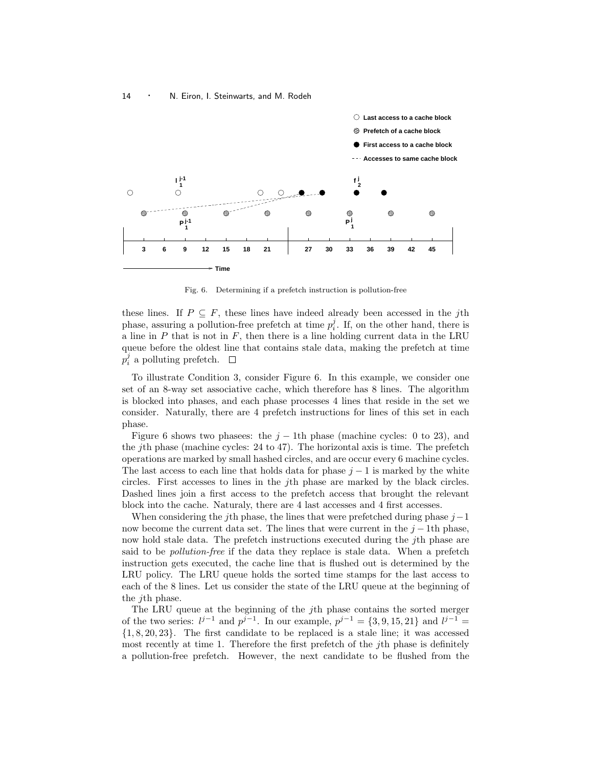Fig. 6. Determining if a prefetch instruction is pollution-free

these lines. If $P \subseteq F$, these lines have indeed already been accessed in the $j$th phase, assuring a pollution-free prefetch at time $p_i^j$. If, on the other hand, there is a line in $P$ that is not in $F$, then there is a line holding current data in the LRU queue before the oldest line that contains stale data, making the prefetch at time $p_i^j$ a polluting prefetch. $\square$

To illustrate Condition 3, consider Figure 6. In this example, we consider one set of an 8-way set associative cache, which therefore has 8 lines. The algorithm is blocked into phases, and each phase processes 4 lines that reside in the set we consider. Naturally, there are 4 prefetch instructions for lines of this set in each phase.

Figure 6 shows two phasees: the $j-1$th phase (machine cycles: 0 to 23), and the $j$th phase (machine cycles: 24 to 47). The horizontal axis is time. The prefetch operations are marked by small hashed circles, and are occur every 6 machine cycles. The last access to each line that holds data for phase $j-1$ is marked by the white circles. First accesses to lines in the $j$th phase are marked by the black circles. Dashed lines join a first access to the prefetch access that brought the relevant block into the cache. Naturaly, there are 4 last accesses and 4 first accesses.

When considering the $j$th phase, the lines that were prefetched during phase $j-1$ now become the current data set. The lines that were current in the $j-1$th phase, now hold stale data. The prefetch instructions executed during the $j$th phase are said to be *pollution-free* if the data they replace is stale data. When a prefetch instruction gets executed, the cache line that is flushed out is determined by the LRU policy. The LRU queue holds the sorted time stamps for the last access to each of the 8 lines. Let us consider the state of the LRU queue at the beginning of the $j$th phase.

The LRU queue at the beginning of the $j$th phase contains the sorted merger of the two series: $l^{j-1}$ and $p^{j-1}$. In our example, $p^{j-1} = \{3, 9, 15, 21\}$ and $l^{j-1} = \{1, 8, 20, 23\}$. The first candidate to be replaced is a stale line; it was accessed most recently at time 1. Therefore the first prefetch of the $j$th phase is definitely a pollution-free prefetch. However, the next candidate to be flushed from the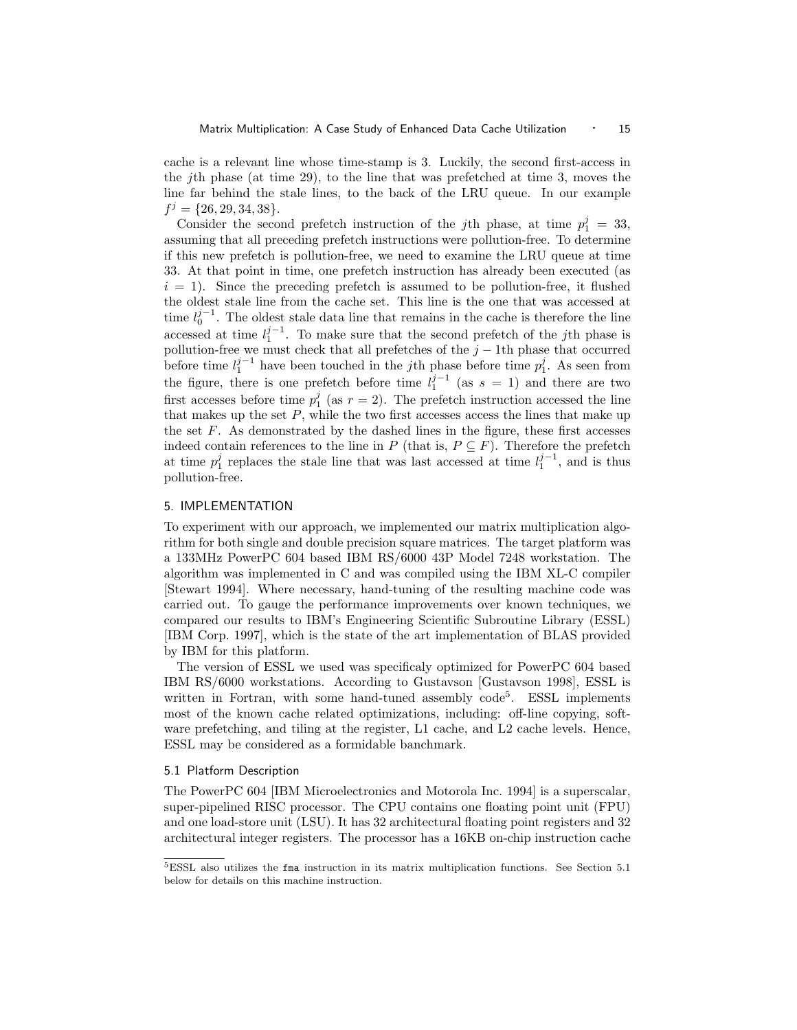cache is a relevant line whose time-stamp is 3. Luckily, the second first-access in the $j$th phase (at time 29), to the line that was prefetched at time 3, moves the line far behind the stale lines, to the back of the LRU queue. In our example $f^j = \{26, 29, 34, 38\}$.

Consider the second prefetch instruction of the $j$th phase, at time $p_1^j = 33$, assuming that all preceding prefetch instructions were pollution-free. To determine if this new prefetch is pollution-free, we need to examine the LRU queue at time 33. At that point in time, one prefetch instruction has already been executed (as $i = 1$). Since the preceding prefetch is assumed to be pollution-free, it flushed the oldest stale line from the cache set. This line is the one that was accessed at time $l_0^{j-1}$. The oldest stale data line that remains in the cache is therefore the line accessed at time $l_1^{j-1}$. To make sure that the second prefetch of the $j$th phase is pollution-free we must check that all prefetches of the $j-1$th phase that occurred before time $l_1^{j-1}$ have been touched in the $j$th phase before time $p_1^j$. As seen from the figure, there is one prefetch before time $l_1^{j-1}$ (as $s = 1$) and there are two first accesses before time $p_1^j$ (as $r = 2$). The prefetch instruction accessed the line that makes up the set $P$, while the two first accesses access the lines that make up the set $F$. As demonstrated by the dashed lines in the figure, these first accesses indeed contain references to the line in $P$ (that is, $P \subseteq F$). Therefore the prefetch at time $p_1^j$ replaces the stale line that was last accessed at time $l_1^{j-1}$, and is thus pollution-free.

## 5. IMPLEMENTATION

To experiment with our approach, we implemented our matrix multiplication algorithm for both single and double precision square matrices. The target platform was a 133MHz PowerPC 604 based IBM RS/6000 43P Model 7248 workstation. The algorithm was implemented in C and was compiled using the IBM XL-C compiler [Stewart 1994]. Where necessary, hand-tuning of the resulting machine code was carried out. To gauge the performance improvements over known techniques, we compared our results to IBM's Engineering Scientific Subroutine Library (ESSL) [IBM Corp. 1997], which is the state of the art implementation of BLAS provided by IBM for this platform.

The version of ESSL we used was specificaly optimized for PowerPC 604 based IBM RS/6000 workstations. According to Gustavson [Gustavson 1998], ESSL is written in Fortran, with some hand-tuned assembly code[5]. ESSL implements most of the known cache related optimizations, including: off-line copying, software prefetching, and tiling at the register, L1 cache, and L2 cache levels. Hence, ESSL may be considered as a formidable banchmark.

### 5.1 Platform Description

The PowerPC 604 [IBM Microelectronics and Motorola Inc. 1994] is a superscalar, super-pipelined RISC processor. The CPU contains one floating point unit (FPU) and one load-store unit (LSU). It has 32 architectural floating point registers and 32 architectural integer registers. The processor has a 16KB on-chip instruction cache

[5] ESSL also utilizes the `fma` instruction in its matrix multiplication functions. See Section 5.1 below for details on this machine instruction.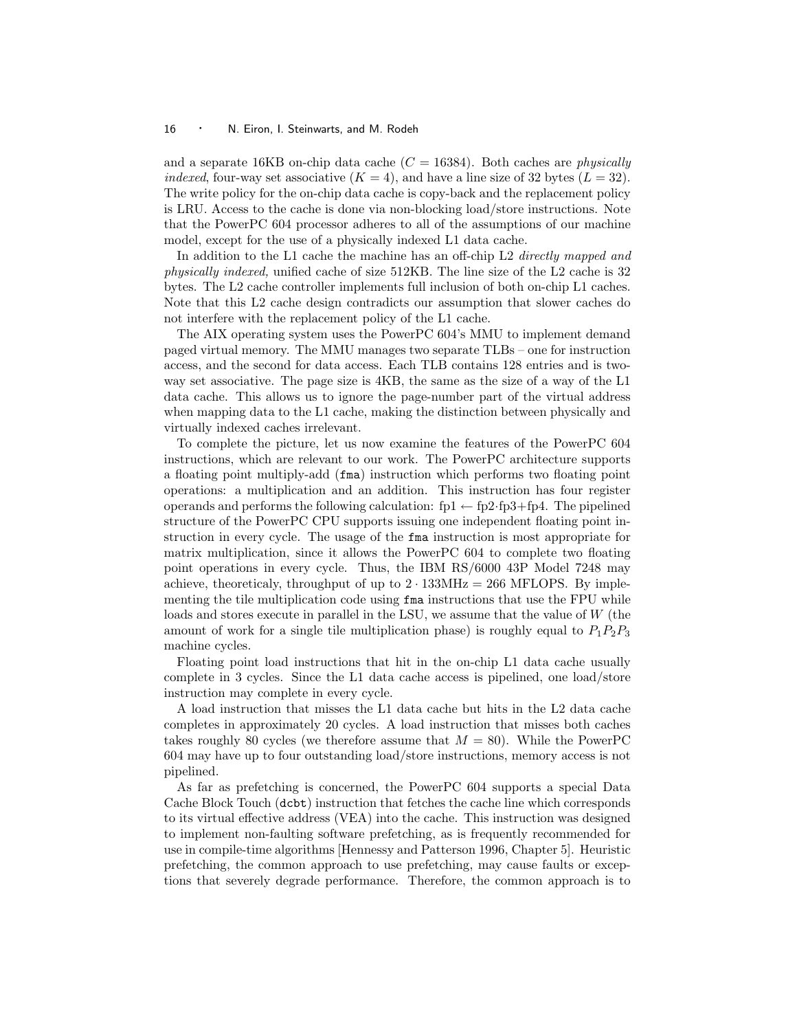and a separate 16KB on-chip data cache ($C = 16384$). Both caches are *physically indexed*, four-way set associative ($K = 4$), and have a line size of 32 bytes ($L = 32$). The write policy for the on-chip data cache is copy-back and the replacement policy is LRU. Access to the cache is done via non-blocking load/store instructions. Note that the PowerPC 604 processor adheres to all of the assumptions of our machine model, except for the use of a physically indexed L1 data cache.

In addition to the L1 cache the machine has an off-chip L2 *directly mapped and physically indexed,* unified cache of size 512KB. The line size of the L2 cache is 32 bytes. The L2 cache controller implements full inclusion of both on-chip L1 caches. Note that this L2 cache design contradicts our assumption that slower caches do not interfere with the replacement policy of the L1 cache.

The AIX operating system uses the PowerPC 604's MMU to implement demand paged virtual memory. The MMU manages two separate TLBs – one for instruction access, and the second for data access. Each TLB contains 128 entries and is two-way set associative. The page size is 4KB, the same as the size of a way of the L1 data cache. This allows us to ignore the page-number part of the virtual address when mapping data to the L1 cache, making the distinction between physically and virtually indexed caches irrelevant.

To complete the picture, let us now examine the features of the PowerPC 604 instructions, which are relevant to our work. The PowerPC architecture supports a floating point multiply-add (`fma`) instruction which performs two floating point operations: a multiplication and an addition. This instruction has four register operands and performs the following calculation: $\text{fp1} \leftarrow \text{fp2}\cdot\text{fp3}+\text{fp4}$. The pipelined structure of the PowerPC CPU supports issuing one independent floating point instruction in every cycle. The usage of the `fma` instruction is most appropriate for matrix multiplication, since it allows the PowerPC 604 to complete two floating point operations in every cycle. Thus, the IBM RS/6000 43P Model 7248 may achieve, theoreticaly, throughput of up to $2 \cdot 133\text{MHz} = 266$ MFLOPS. By implementing the tile multiplication code using `fma` instructions that use the FPU while loads and stores execute in parallel in the LSU, we assume that the value of $W$ (the amount of work for a single tile multiplication phase) is roughly equal to $P_1P_2P_3$ machine cycles.

Floating point load instructions that hit in the on-chip L1 data cache usually complete in 3 cycles. Since the L1 data cache access is pipelined, one load/store instruction may complete in every cycle.

A load instruction that misses the L1 data cache but hits in the L2 data cache completes in approximately 20 cycles. A load instruction that misses both caches takes roughly 80 cycles (we therefore assume that $M = 80$). While the PowerPC 604 may have up to four outstanding load/store instructions, memory access is not pipelined.

As far as prefetching is concerned, the PowerPC 604 supports a special Data Cache Block Touch (`dcbt`) instruction that fetches the cache line which corresponds to its virtual effective address (VEA) into the cache. This instruction was designed to implement non-faulting software prefetching, as is frequently recommended for use in compile-time algorithms [Hennessy and Patterson 1996, Chapter 5]. Heuristic prefetching, the common approach to use prefetching, may cause faults or exceptions that severely degrade performance. Therefore, the common approach is to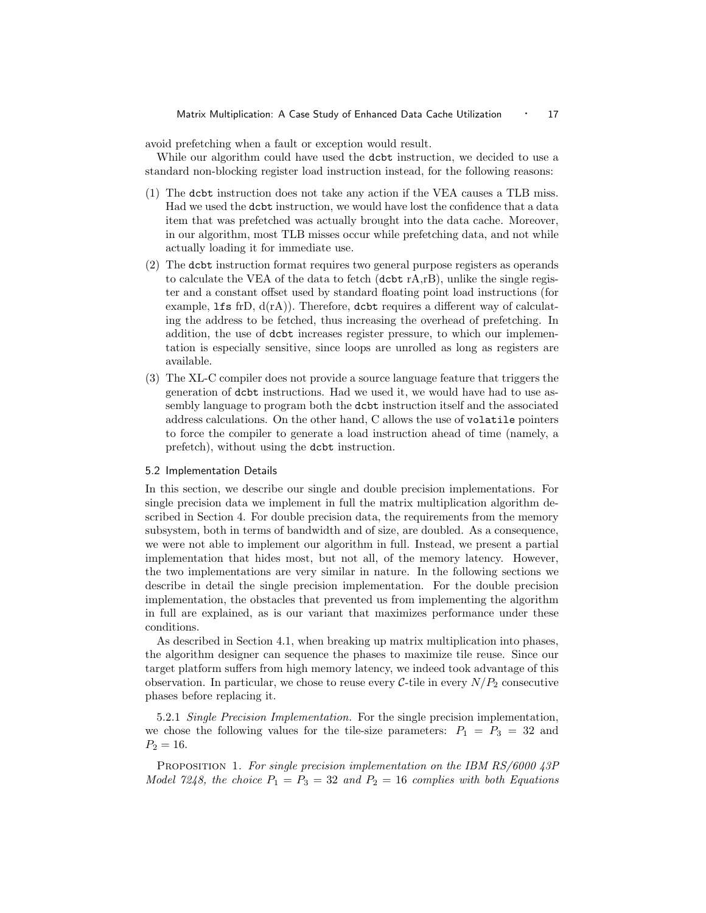avoid prefetching when a fault or exception would result.

While our algorithm could have used the `dcbt` instruction, we decided to use a standard non-blocking register load instruction instead, for the following reasons:

(1) The `dcbt` instruction does not take any action if the VEA causes a TLB miss. Had we used the `dcbt` instruction, we would have lost the confidence that a data item that was prefetched was actually brought into the data cache. Moreover, in our algorithm, most TLB misses occur while prefetching data, and not while actually loading it for immediate use.

(2) The `dcbt` instruction format requires two general purpose registers as operands to calculate the VEA of the data to fetch (`dcbt` rA,rB), unlike the single register and a constant offset used by standard floating point load instructions (for example, `lfs` frD, d(rA)). Therefore, `dcbt` requires a different way of calculating the address to be fetched, thus increasing the overhead of prefetching. In addition, the use of `dcbt` increases register pressure, to which our implementation is especially sensitive, since loops are unrolled as long as registers are available.

(3) The XL-C compiler does not provide a source language feature that triggers the generation of `dcbt` instructions. Had we used it, we would have had to use assembly language to program both the `dcbt` instruction itself and the associated address calculations. On the other hand, C allows the use of `volatile` pointers to force the compiler to generate a load instruction ahead of time (namely, a prefetch), without using the `dcbt` instruction.

### 5.2 Implementation Details

In this section, we describe our single and double precision implementations. For single precision data we implement in full the matrix multiplication algorithm described in Section 4. For double precision data, the requirements from the memory subsystem, both in terms of bandwidth and of size, are doubled. As a consequence, we were not able to implement our algorithm in full. Instead, we present a partial implementation that hides most, but not all, of the memory latency. However, the two implementations are very similar in nature. In the following sections we describe in detail the single precision implementation. For the double precision implementation, the obstacles that prevented us from implementing the algorithm in full are explained, as is our variant that maximizes performance under these conditions.

As described in Section 4.1, when breaking up matrix multiplication into phases, the algorithm designer can sequence the phases to maximize tile reuse. Since our target platform suffers from high memory latency, we indeed took advantage of this observation. In particular, we chose to reuse every $\mathcal{C}$-tile in every $N/P_2$ consecutive phases before replacing it.

5.2.1 *Single Precision Implementation.* For the single precision implementation, we chose the following values for the tile-size parameters: $P_1 = P_3 = 32$ and $P_2 = 16$.

Proposition 1. *For single precision implementation on the IBM RS/6000 43P Model 7248, the choice $P_1 = P_3 = 32$ and $P_2 = 16$ complies with both Equations*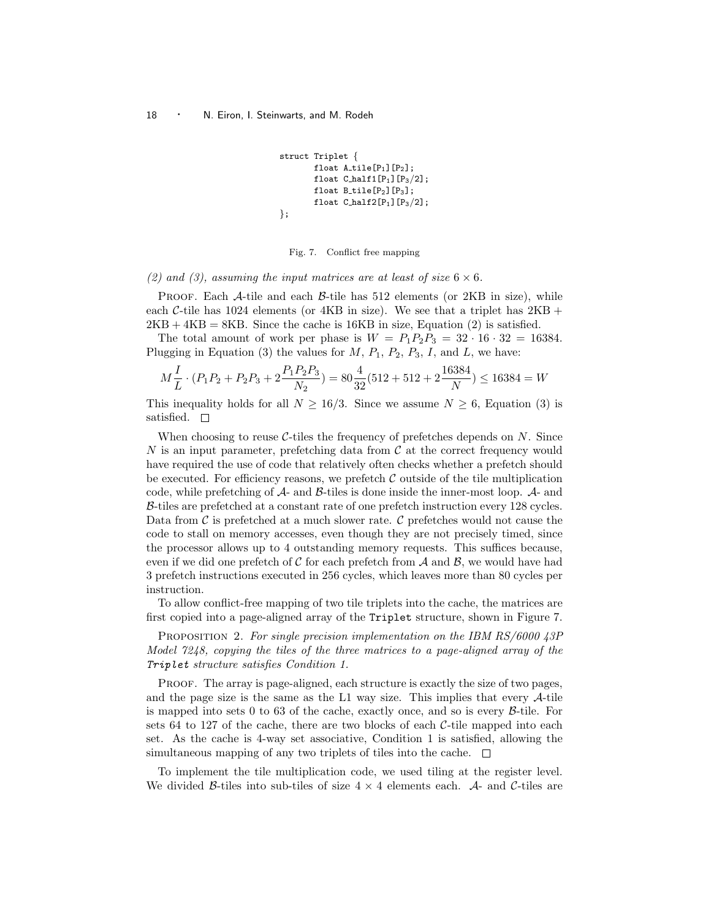```
struct Triplet {
        float A_tile[P1][P2];
        float C_half1[P1][P3/2];
        float B_tile[P2][P3];
        float C_half2[P1][P3/2];
};
```

Fig. 7. Conflict free mapping

*(2) and (3), assuming the input matrices are at least of size $6 \times 6$.*

PROOF. Each $\mathcal{A}$-tile and each $\mathcal{B}$-tile has 512 elements (or 2KB in size), while each $\mathcal{C}$-tile has 1024 elements (or 4KB in size). We see that a triplet has 2KB + 2KB + 4KB = 8KB. Since the cache is 16KB in size, Equation (2) is satisfied.

The total amount of work per phase is $W = P_1 P_2 P_3 = 32 \cdot 16 \cdot 32 = 16384$. Plugging in Equation (3) the values for $M$, $P_1$, $P_2$, $P_3$, $I$, and $L$, we have:

$$M\frac{I}{L} \cdot (P_1P_2 + P_2P_3 + 2\frac{P_1P_2P_3}{N_2}) = 80\frac{4}{32}(512 + 512 + 2\frac{16384}{N}) \leq 16384 = W$$

This inequality holds for all $N \geq 16/3$. Since we assume $N \geq 6$, Equation (3) is satisfied. □

When choosing to reuse $\mathcal{C}$-tiles the frequency of prefetches depends on $N$. Since $N$ is an input parameter, prefetching data from $\mathcal{C}$ at the correct frequency would have required the use of code that relatively often checks whether a prefetch should be executed. For efficiency reasons, we prefetch $\mathcal{C}$ outside of the tile multiplication code, while prefetching of $\mathcal{A}$- and $\mathcal{B}$-tiles is done inside the inner-most loop. $\mathcal{A}$- and $\mathcal{B}$-tiles are prefetched at a constant rate of one prefetch instruction every 128 cycles. Data from $\mathcal{C}$ is prefetched at a much slower rate. $\mathcal{C}$ prefetches would not cause the code to stall on memory accesses, even though they are not precisely timed, since the processor allows up to 4 outstanding memory requests. This suffices because, even if we did one prefetch of $\mathcal{C}$ for each prefetch from $\mathcal{A}$ and $\mathcal{B}$, we would have had 3 prefetch instructions executed in 256 cycles, which leaves more than 80 cycles per instruction.

To allow conflict-free mapping of two tile triplets into the cache, the matrices are first copied into a page-aligned array of the `Triplet` structure, shown in Figure 7.

PROPOSITION 2. *For single precision implementation on the IBM RS/6000 43P Model 7248, copying the tiles of the three matrices to a page-aligned array of the* `Triplet` *structure satisfies Condition 1.*

PROOF. The array is page-aligned, each structure is exactly the size of two pages, and the page size is the same as the L1 way size. This implies that every $\mathcal{A}$-tile is mapped into sets 0 to 63 of the cache, exactly once, and so is every $\mathcal{B}$-tile. For sets 64 to 127 of the cache, there are two blocks of each $\mathcal{C}$-tile mapped into each set. As the cache is 4-way set associative, Condition 1 is satisfied, allowing the simultaneous mapping of any two triplets of tiles into the cache. □

To implement the tile multiplication code, we used tiling at the register level. We divided $\mathcal{B}$-tiles into sub-tiles of size $4 \times 4$ elements each. $\mathcal{A}$- and $\mathcal{C}$-tiles are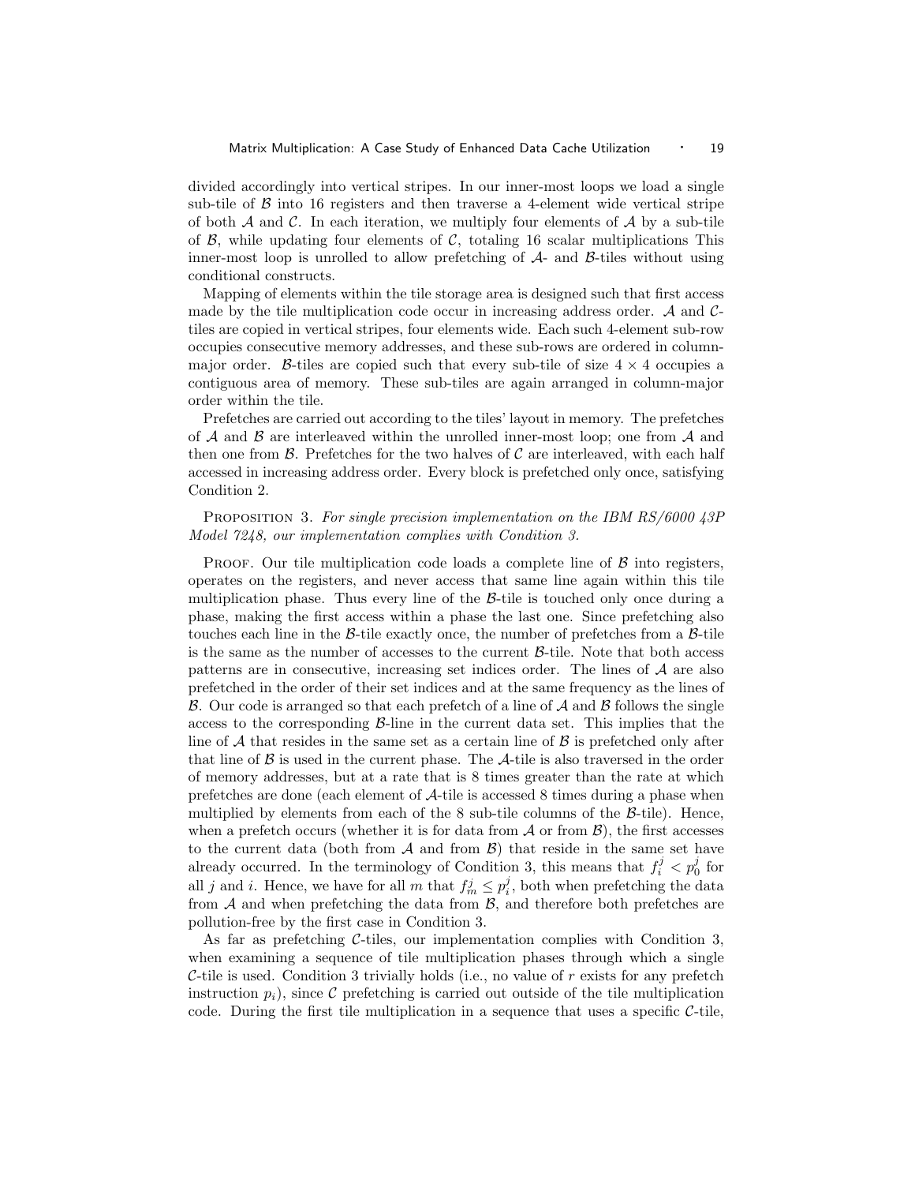divided accordingly into vertical stripes. In our inner-most loops we load a single sub-tile of $\mathcal{B}$ into 16 registers and then traverse a 4-element wide vertical stripe of both $\mathcal{A}$ and $\mathcal{C}$. In each iteration, we multiply four elements of $\mathcal{A}$ by a sub-tile of $\mathcal{B}$, while updating four elements of $\mathcal{C}$, totaling 16 scalar multiplications This inner-most loop is unrolled to allow prefetching of $\mathcal{A}$- and $\mathcal{B}$-tiles without using conditional constructs.

Mapping of elements within the tile storage area is designed such that first access made by the tile multiplication code occur in increasing address order. $\mathcal{A}$ and $\mathcal{C}$-tiles are copied in vertical stripes, four elements wide. Each such 4-element sub-row occupies consecutive memory addresses, and these sub-rows are ordered in column-major order. $\mathcal{B}$-tiles are copied such that every sub-tile of size $4 \times 4$ occupies a contiguous area of memory. These sub-tiles are again arranged in column-major order within the tile.

Prefetches are carried out according to the tiles' layout in memory. The prefetches of $\mathcal{A}$ and $\mathcal{B}$ are interleaved within the unrolled inner-most loop; one from $\mathcal{A}$ and then one from $\mathcal{B}$. Prefetches for the two halves of $\mathcal{C}$ are interleaved, with each half accessed in increasing address order. Every block is prefetched only once, satisfying Condition 2.

Proposition 3. *For single precision implementation on the IBM RS/6000 43P Model 7248, our implementation complies with Condition 3.*

Proof. Our tile multiplication code loads a complete line of $\mathcal{B}$ into registers, operates on the registers, and never access that same line again within this tile multiplication phase. Thus every line of the $\mathcal{B}$-tile is touched only once during a phase, making the first access within a phase the last one. Since prefetching also touches each line in the $\mathcal{B}$-tile exactly once, the number of prefetches from a $\mathcal{B}$-tile is the same as the number of accesses to the current $\mathcal{B}$-tile. Note that both access patterns are in consecutive, increasing set indices order. The lines of $\mathcal{A}$ are also prefetched in the order of their set indices and at the same frequency as the lines of $\mathcal{B}$. Our code is arranged so that each prefetch of a line of $\mathcal{A}$ and $\mathcal{B}$ follows the single access to the corresponding $\mathcal{B}$-line in the current data set. This implies that the line of $\mathcal{A}$ that resides in the same set as a certain line of $\mathcal{B}$ is prefetched only after that line of $\mathcal{B}$ is used in the current phase. The $\mathcal{A}$-tile is also traversed in the order of memory addresses, but at a rate that is 8 times greater than the rate at which prefetches are done (each element of $\mathcal{A}$-tile is accessed 8 times during a phase when multiplied by elements from each of the 8 sub-tile columns of the $\mathcal{B}$-tile). Hence, when a prefetch occurs (whether it is for data from $\mathcal{A}$ or from $\mathcal{B}$), the first accesses to the current data (both from $\mathcal{A}$ and from $\mathcal{B}$) that reside in the same set have already occurred. In the terminology of Condition 3, this means that $f_i^j < p_0^j$ for all $j$ and $i$. Hence, we have for all $m$ that $f_m^j \leq p_i^j$, both when prefetching the data from $\mathcal{A}$ and when prefetching the data from $\mathcal{B}$, and therefore both prefetches are pollution-free by the first case in Condition 3.

As far as prefetching $\mathcal{C}$-tiles, our implementation complies with Condition 3, when examining a sequence of tile multiplication phases through which a single $\mathcal{C}$-tile is used. Condition 3 trivially holds (i.e., no value of $r$ exists for any prefetch instruction $p_i$), since $\mathcal{C}$ prefetching is carried out outside of the tile multiplication code. During the first tile multiplication in a sequence that uses a specific $\mathcal{C}$-tile,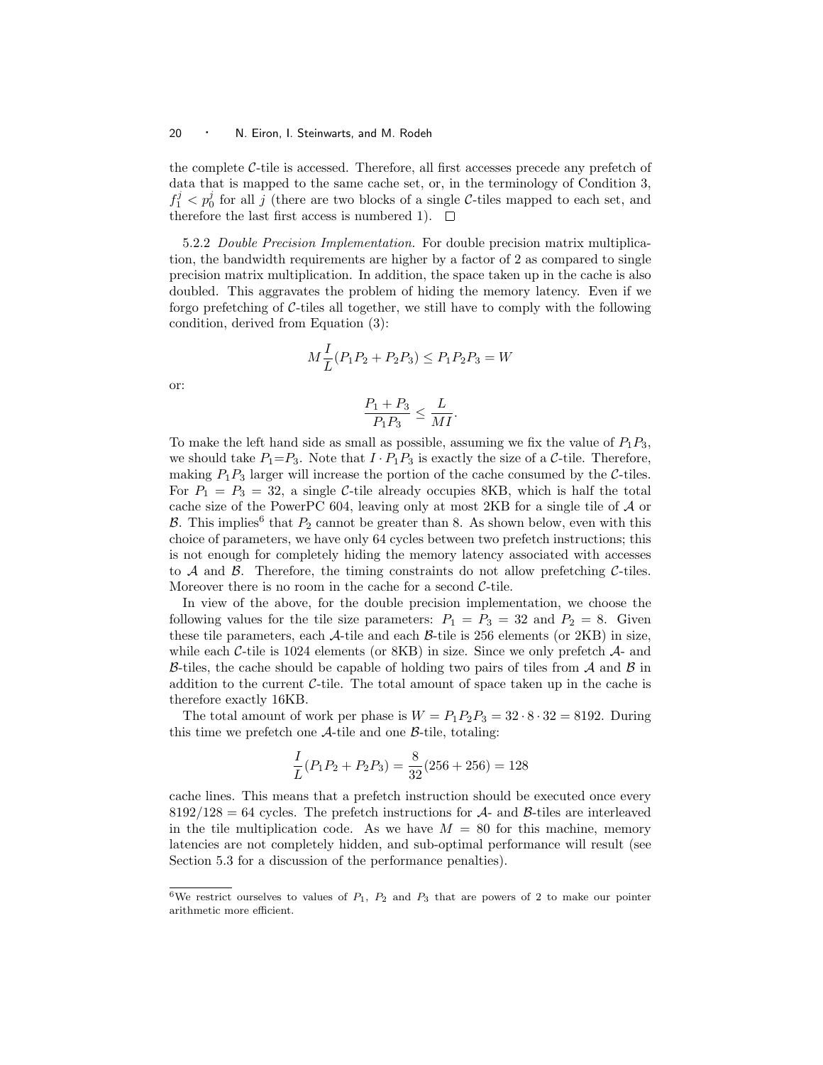the complete $\mathcal{C}$-tile is accessed. Therefore, all first accesses precede any prefetch of data that is mapped to the same cache set, or, in the terminology of Condition 3, $f_1^j < p_0^j$ for all $j$ (there are two blocks of a single $\mathcal{C}$-tiles mapped to each set, and therefore the last first access is numbered 1). $\square$

5.2.2 *Double Precision Implementation.* For double precision matrix multiplication, the bandwidth requirements are higher by a factor of 2 as compared to single precision matrix multiplication. In addition, the space taken up in the cache is also doubled. This aggravates the problem of hiding the memory latency. Even if we forgo prefetching of $\mathcal{C}$-tiles all together, we still have to comply with the following condition, derived from Equation (3):

$$M\frac{I}{L}(P_1P_2 + P_2P_3) \leq P_1P_2P_3 = W$$

or:

$$\frac{P_1 + P_3}{P_1P_3} \leq \frac{L}{MI}.$$

To make the left hand side as small as possible, assuming we fix the value of $P_1P_3$, we should take $P_1{=}P_3$. Note that $I \cdot P_1P_3$ is exactly the size of a $\mathcal{C}$-tile. Therefore, making $P_1P_3$ larger will increase the portion of the cache consumed by the $\mathcal{C}$-tiles. For $P_1 = P_3 = 32$, a single $\mathcal{C}$-tile already occupies 8KB, which is half the total cache size of the PowerPC 604, leaving only at most 2KB for a single tile of $\mathcal{A}$ or $\mathcal{B}$. This implies[6] that $P_2$ cannot be greater than 8. As shown below, even with this choice of parameters, we have only 64 cycles between two prefetch instructions; this is not enough for completely hiding the memory latency associated with accesses to $\mathcal{A}$ and $\mathcal{B}$. Therefore, the timing constraints do not allow prefetching $\mathcal{C}$-tiles. Moreover there is no room in the cache for a second $\mathcal{C}$-tile.

In view of the above, for the double precision implementation, we choose the following values for the tile size parameters: $P_1 = P_3 = 32$ and $P_2 = 8$. Given these tile parameters, each $\mathcal{A}$-tile and each $\mathcal{B}$-tile is 256 elements (or 2KB) in size, while each $\mathcal{C}$-tile is 1024 elements (or 8KB) in size. Since we only prefetch $\mathcal{A}$- and $\mathcal{B}$-tiles, the cache should be capable of holding two pairs of tiles from $\mathcal{A}$ and $\mathcal{B}$ in addition to the current $\mathcal{C}$-tile. The total amount of space taken up in the cache is therefore exactly 16KB.

The total amount of work per phase is $W = P_1P_2P_3 = 32 \cdot 8 \cdot 32 = 8192$. During this time we prefetch one $\mathcal{A}$-tile and one $\mathcal{B}$-tile, totaling:

$$\frac{I}{L}(P_1P_2 + P_2P_3) = \frac{8}{32}(256 + 256) = 128$$

cache lines. This means that a prefetch instruction should be executed once every $8192/128 = 64$ cycles. The prefetch instructions for $\mathcal{A}$- and $\mathcal{B}$-tiles are interleaved in the tile multiplication code. As we have $M = 80$ for this machine, memory latencies are not completely hidden, and sub-optimal performance will result (see Section 5.3 for a discussion of the performance penalties).

[6]We restrict ourselves to values of $P_1$, $P_2$ and $P_3$ that are powers of 2 to make our pointer arithmetic more efficient.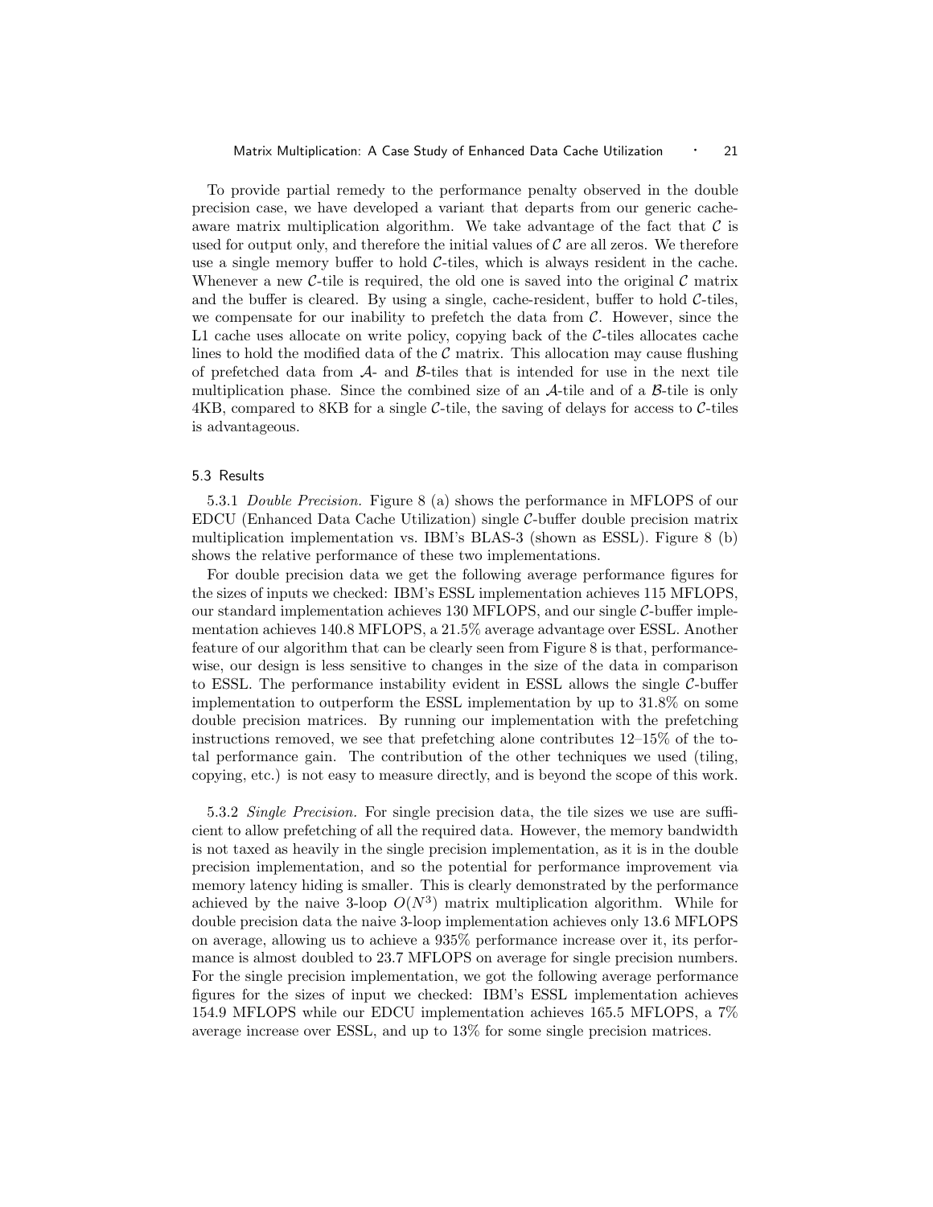To provide partial remedy to the performance penalty observed in the double precision case, we have developed a variant that departs from our generic cache-aware matrix multiplication algorithm. We take advantage of the fact that $\mathcal{C}$ is used for output only, and therefore the initial values of $\mathcal{C}$ are all zeros. We therefore use a single memory buffer to hold $\mathcal{C}$-tiles, which is always resident in the cache. Whenever a new $\mathcal{C}$-tile is required, the old one is saved into the original $\mathcal{C}$ matrix and the buffer is cleared. By using a single, cache-resident, buffer to hold $\mathcal{C}$-tiles, we compensate for our inability to prefetch the data from $\mathcal{C}$. However, since the L1 cache uses allocate on write policy, copying back of the $\mathcal{C}$-tiles allocates cache lines to hold the modified data of the $\mathcal{C}$ matrix. This allocation may cause flushing of prefetched data from $\mathcal{A}$- and $\mathcal{B}$-tiles that is intended for use in the next tile multiplication phase. Since the combined size of an $\mathcal{A}$-tile and of a $\mathcal{B}$-tile is only 4KB, compared to 8KB for a single $\mathcal{C}$-tile, the saving of delays for access to $\mathcal{C}$-tiles is advantageous.

### 5.3 Results

5.3.1 *Double Precision.* Figure 8 (a) shows the performance in MFLOPS of our EDCU (Enhanced Data Cache Utilization) single $\mathcal{C}$-buffer double precision matrix multiplication implementation vs. IBM's BLAS-3 (shown as ESSL). Figure 8 (b) shows the relative performance of these two implementations.

For double precision data we get the following average performance figures for the sizes of inputs we checked: IBM's ESSL implementation achieves 115 MFLOPS, our standard implementation achieves 130 MFLOPS, and our single $\mathcal{C}$-buffer implementation achieves 140.8 MFLOPS, a 21.5% average advantage over ESSL. Another feature of our algorithm that can be clearly seen from Figure 8 is that, performance-wise, our design is less sensitive to changes in the size of the data in comparison to ESSL. The performance instability evident in ESSL allows the single $\mathcal{C}$-buffer implementation to outperform the ESSL implementation by up to 31.8% on some double precision matrices. By running our implementation with the prefetching instructions removed, we see that prefetching alone contributes 12–15% of the total performance gain. The contribution of the other techniques we used (tiling, copying, etc.) is not easy to measure directly, and is beyond the scope of this work.

5.3.2 *Single Precision.* For single precision data, the tile sizes we use are sufficient to allow prefetching of all the required data. However, the memory bandwidth is not taxed as heavily in the single precision implementation, as it is in the double precision implementation, and so the potential for performance improvement via memory latency hiding is smaller. This is clearly demonstrated by the performance achieved by the naive 3-loop $O(N^3)$ matrix multiplication algorithm. While for double precision data the naive 3-loop implementation achieves only 13.6 MFLOPS on average, allowing us to achieve a 935% performance increase over it, its performance is almost doubled to 23.7 MFLOPS on average for single precision numbers. For the single precision implementation, we got the following average performance figures for the sizes of input we checked: IBM's ESSL implementation achieves 154.9 MFLOPS while our EDCU implementation achieves 165.5 MFLOPS, a 7% average increase over ESSL, and up to 13% for some single precision matrices.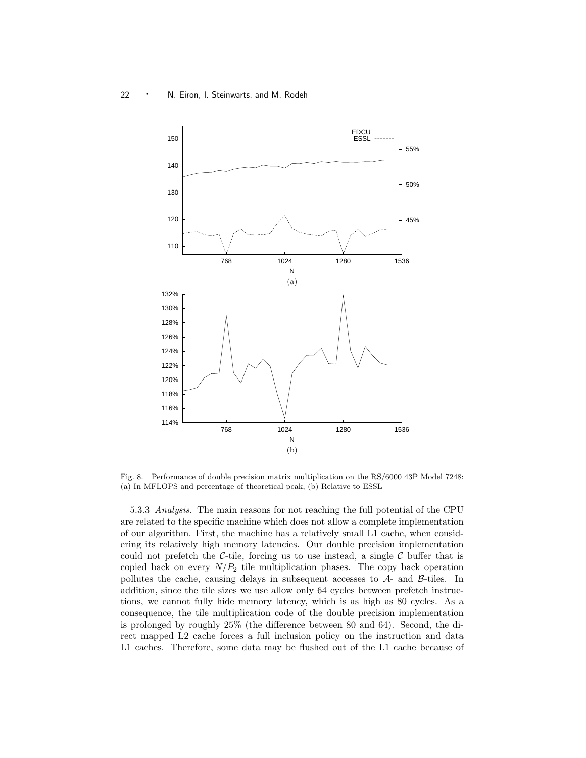Fig. 8. Performance of double precision matrix multiplication on the RS/6000 43P Model 7248: (a) In MFLOPS and percentage of theoretical peak, (b) Relative to ESSL

5.3.3 *Analysis.* The main reasons for not reaching the full potential of the CPU are related to the specific machine which does not allow a complete implementation of our algorithm. First, the machine has a relatively small L1 cache, when considering its relatively high memory latencies. Our double precision implementation could not prefetch the $\mathcal{C}$-tile, forcing us to use instead, a single $\mathcal{C}$ buffer that is copied back on every $N/P_2$ tile multiplication phases. The copy back operation pollutes the cache, causing delays in subsequent accesses to $\mathcal{A}$- and $\mathcal{B}$-tiles. In addition, since the tile sizes we use allow only 64 cycles between prefetch instructions, we cannot fully hide memory latency, which is as high as 80 cycles. As a consequence, the tile multiplication code of the double precision implementation is prolonged by roughly 25% (the difference between 80 and 64). Second, the direct mapped L2 cache forces a full inclusion policy on the instruction and data L1 caches. Therefore, some data may be flushed out of the L1 cache because of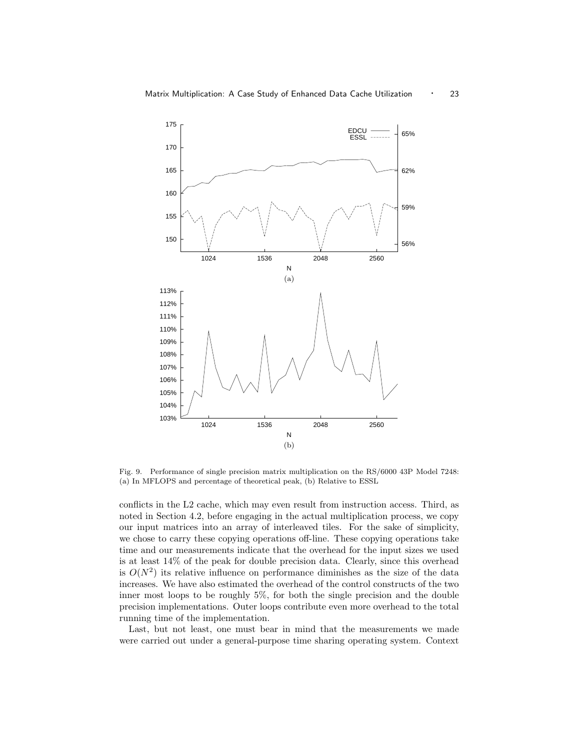Fig. 9. Performance of single precision matrix multiplication on the RS/6000 43P Model 7248: (a) In MFLOPS and percentage of theoretical peak, (b) Relative to ESSL

conflicts in the L2 cache, which may even result from instruction access. Third, as noted in Section 4.2, before engaging in the actual multiplication process, we copy our input matrices into an array of interleaved tiles. For the sake of simplicity, we chose to carry these copying operations off-line. These copying operations take time and our measurements indicate that the overhead for the input sizes we used is at least 14% of the peak for double precision data. Clearly, since this overhead is $O(N^2)$ its relative influence on performance diminishes as the size of the data increases. We have also estimated the overhead of the control constructs of the two inner most loops to be roughly 5%, for both the single precision and the double precision implementations. Outer loops contribute even more overhead to the total running time of the implementation.

Last, but not least, one must bear in mind that the measurements we made were carried out under a general-purpose time sharing operating system. Context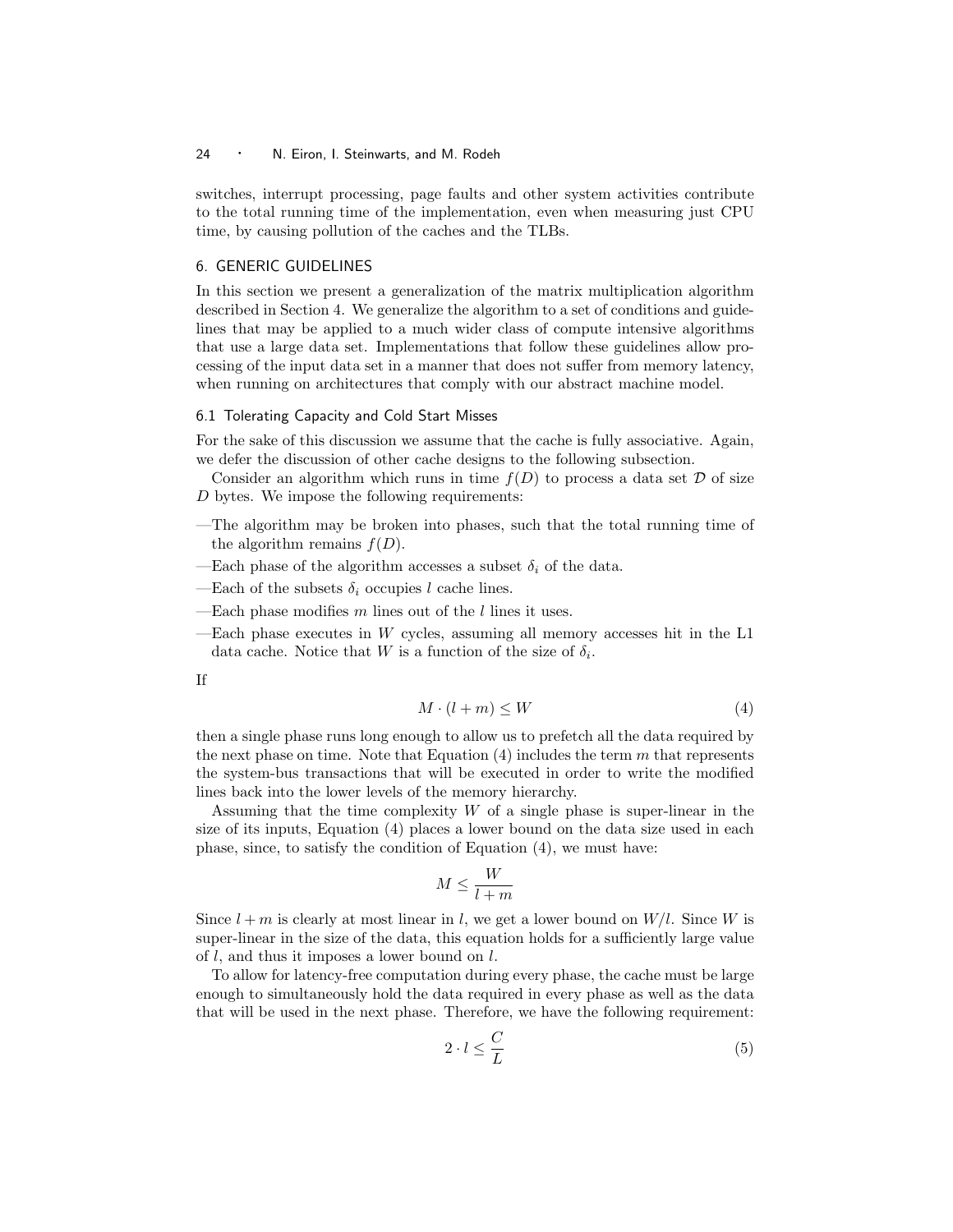switches, interrupt processing, page faults and other system activities contribute to the total running time of the implementation, even when measuring just CPU time, by causing pollution of the caches and the TLBs.

## 6. GENERIC GUIDELINES

In this section we present a generalization of the matrix multiplication algorithm described in Section 4. We generalize the algorithm to a set of conditions and guidelines that may be applied to a much wider class of compute intensive algorithms that use a large data set. Implementations that follow these guidelines allow processing of the input data set in a manner that does not suffer from memory latency, when running on architectures that comply with our abstract machine model.

### 6.1 Tolerating Capacity and Cold Start Misses

For the sake of this discussion we assume that the cache is fully associative. Again, we defer the discussion of other cache designs to the following subsection.

Consider an algorithm which runs in time $f(D)$ to process a data set $\mathcal{D}$ of size $D$ bytes. We impose the following requirements:

- The algorithm may be broken into phases, such that the total running time of the algorithm remains $f(D)$.
- Each phase of the algorithm accesses a subset $\delta_i$ of the data.
- Each of the subsets $\delta_i$ occupies $l$ cache lines.
- Each phase modifies $m$ lines out of the $l$ lines it uses.
- Each phase executes in $W$ cycles, assuming all memory accesses hit in the L1 data cache. Notice that $W$ is a function of the size of $\delta_i$.

If

$$M \cdot (l + m) \leq W \tag{4}$$

then a single phase runs long enough to allow us to prefetch all the data required by the next phase on time. Note that Equation (4) includes the term $m$ that represents the system-bus transactions that will be executed in order to write the modified lines back into the lower levels of the memory hierarchy.

Assuming that the time complexity $W$ of a single phase is super-linear in the size of its inputs, Equation (4) places a lower bound on the data size used in each phase, since, to satisfy the condition of Equation (4), we must have:

$$M \leq \frac{W}{l + m}$$

Since $l + m$ is clearly at most linear in $l$, we get a lower bound on $W/l$. Since $W$ is super-linear in the size of the data, this equation holds for a sufficiently large value of $l$, and thus it imposes a lower bound on $l$.

To allow for latency-free computation during every phase, the cache must be large enough to simultaneously hold the data required in every phase as well as the data that will be used in the next phase. Therefore, we have the following requirement:

$$2 \cdot l \leq \frac{C}{L} \tag{5}$$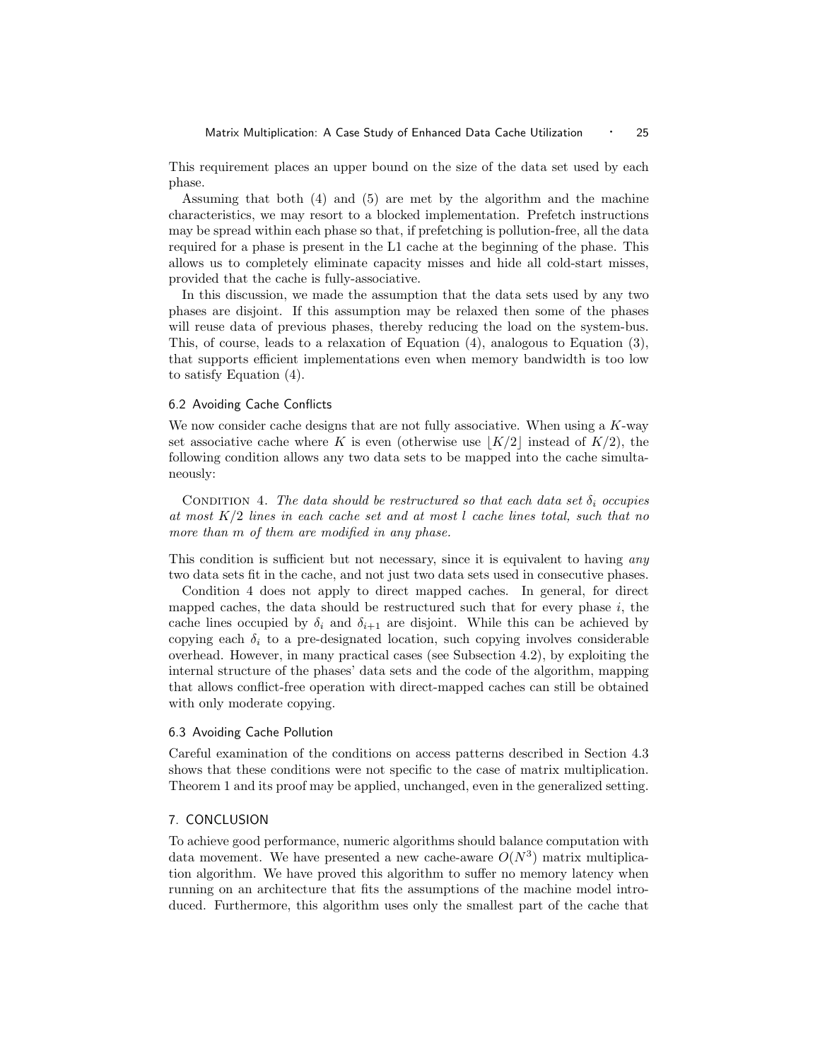This requirement places an upper bound on the size of the data set used by each phase.

Assuming that both (4) and (5) are met by the algorithm and the machine characteristics, we may resort to a blocked implementation. Prefetch instructions may be spread within each phase so that, if prefetching is pollution-free, all the data required for a phase is present in the L1 cache at the beginning of the phase. This allows us to completely eliminate capacity misses and hide all cold-start misses, provided that the cache is fully-associative.

In this discussion, we made the assumption that the data sets used by any two phases are disjoint. If this assumption may be relaxed then some of the phases will reuse data of previous phases, thereby reducing the load on the system-bus. This, of course, leads to a relaxation of Equation (4), analogous to Equation (3), that supports efficient implementations even when memory bandwidth is too low to satisfy Equation (4).

### 6.2 Avoiding Cache Conflicts

We now consider cache designs that are not fully associative. When using a $K$-way set associative cache where $K$ is even (otherwise use $\lfloor K/2 \rfloor$ instead of $K/2$), the following condition allows any two data sets to be mapped into the cache simultaneously:

Condition 4. *The data should be restructured so that each data set $\delta_i$ occupies at most $K/2$ lines in each cache set and at most $l$ cache lines total, such that no more than $m$ of them are modified in any phase.*

This condition is sufficient but not necessary, since it is equivalent to having *any* two data sets fit in the cache, and not just two data sets used in consecutive phases.

Condition 4 does not apply to direct mapped caches. In general, for direct mapped caches, the data should be restructured such that for every phase $i$, the cache lines occupied by $\delta_i$ and $\delta_{i+1}$ are disjoint. While this can be achieved by copying each $\delta_i$ to a pre-designated location, such copying involves considerable overhead. However, in many practical cases (see Subsection 4.2), by exploiting the internal structure of the phases' data sets and the code of the algorithm, mapping that allows conflict-free operation with direct-mapped caches can still be obtained with only moderate copying.

### 6.3 Avoiding Cache Pollution

Careful examination of the conditions on access patterns described in Section 4.3 shows that these conditions were not specific to the case of matrix multiplication. Theorem 1 and its proof may be applied, unchanged, even in the generalized setting.

## 7. CONCLUSION

To achieve good performance, numeric algorithms should balance computation with data movement. We have presented a new cache-aware $O(N^3)$ matrix multiplication algorithm. We have proved this algorithm to suffer no memory latency when running on an architecture that fits the assumptions of the machine model introduced. Furthermore, this algorithm uses only the smallest part of the cache that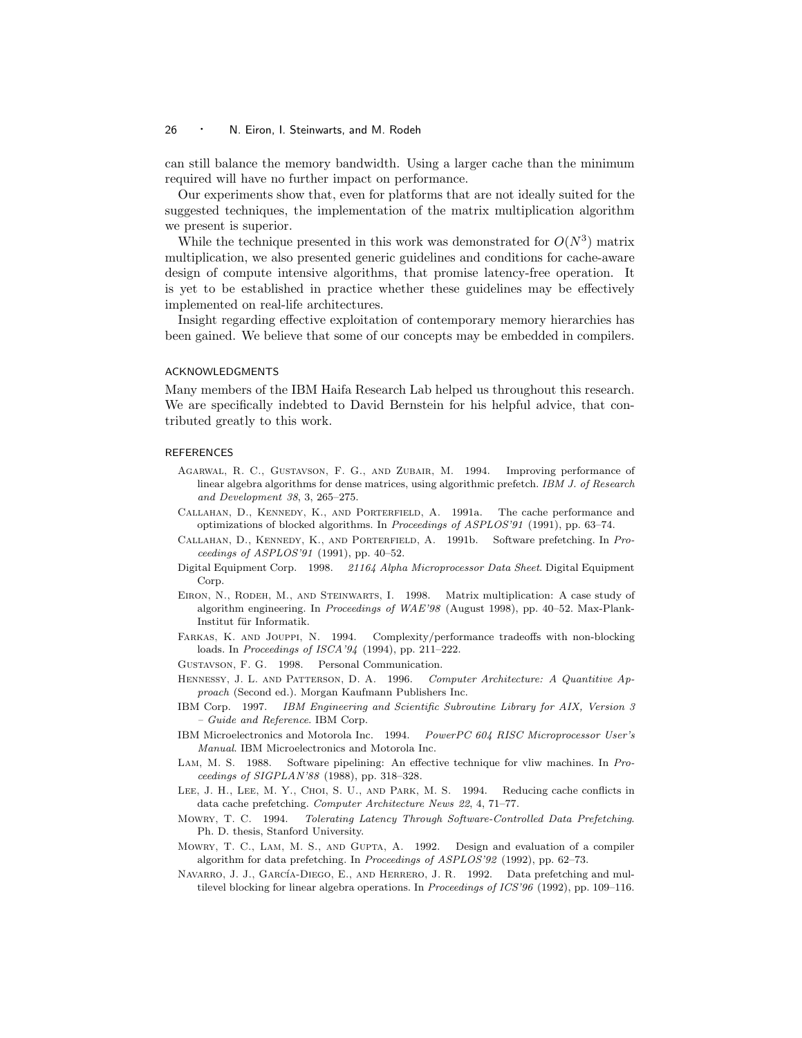can still balance the memory bandwidth. Using a larger cache than the minimum required will have no further impact on performance.

Our experiments show that, even for platforms that are not ideally suited for the suggested techniques, the implementation of the matrix multiplication algorithm we present is superior.

While the technique presented in this work was demonstrated for $O(N^3)$ matrix multiplication, we also presented generic guidelines and conditions for cache-aware design of compute intensive algorithms, that promise latency-free operation. It is yet to be established in practice whether these guidelines may be effectively implemented on real-life architectures.

Insight regarding effective exploitation of contemporary memory hierarchies has been gained. We believe that some of our concepts may be embedded in compilers.

## ACKNOWLEDGMENTS

Many members of the IBM Haifa Research Lab helped us throughout this research. We are specifically indebted to David Bernstein for his helpful advice, that contributed greatly to this work.

## REFERENCES

Agarwal, R. C., Gustavson, F. G., and Zubair, M. 1994. Improving performance of linear algebra algorithms for dense matrices, using algorithmic prefetch. *IBM J. of Research and Development 38*, 3, 265–275.

Callahan, D., Kennedy, K., and Porterfield, A. 1991a. The cache performance and optimizations of blocked algorithms. In *Proceedings of ASPLOS'91* (1991), pp. 63–74.

Callahan, D., Kennedy, K., and Porterfield, A. 1991b. Software prefetching. In *Proceedings of ASPLOS'91* (1991), pp. 40–52.

Digital Equipment Corp. 1998. *21164 Alpha Microprocessor Data Sheet*. Digital Equipment Corp.

Eiron, N., Rodeh, M., and Steinwarts, I. 1998. Matrix multiplication: A case study of algorithm engineering. In *Proceedings of WAE'98* (August 1998), pp. 40–52. Max-Plank-Institut für Informatik.

Farkas, K. and Jouppi, N. 1994. Complexity/performance tradeoffs with non-blocking loads. In *Proceedings of ISCA'94* (1994), pp. 211–222.

Gustavson, F. G. 1998. Personal Communication.

Hennessy, J. L. and Patterson, D. A. 1996. *Computer Architecture: A Quantitive Approach* (Second ed.). Morgan Kaufmann Publishers Inc.

IBM Corp. 1997. *IBM Engineering and Scientific Subroutine Library for AIX, Version 3 – Guide and Reference*. IBM Corp.

IBM Microelectronics and Motorola Inc. 1994. *PowerPC 604 RISC Microprocessor User's Manual*. IBM Microelectronics and Motorola Inc.

Lam, M. S. 1988. Software pipelining: An effective technique for vliw machines. In *Proceedings of SIGPLAN'88* (1988), pp. 318–328.

Lee, J. H., Lee, M. Y., Choi, S. U., and Park, M. S. 1994. Reducing cache conflicts in data cache prefetching. *Computer Architecture News 22*, 4, 71–77.

Mowry, T. C. 1994. *Tolerating Latency Through Software-Controlled Data Prefetching*. Ph. D. thesis, Stanford University.

Mowry, T. C., Lam, M. S., and Gupta, A. 1992. Design and evaluation of a compiler algorithm for data prefetching. In *Proceedings of ASPLOS'92* (1992), pp. 62–73.

Navarro, J. J., García-Diego, E., and Herrero, J. R. 1992. Data prefetching and multilevel blocking for linear algebra operations. In *Proceedings of ICS'96* (1992), pp. 109–116.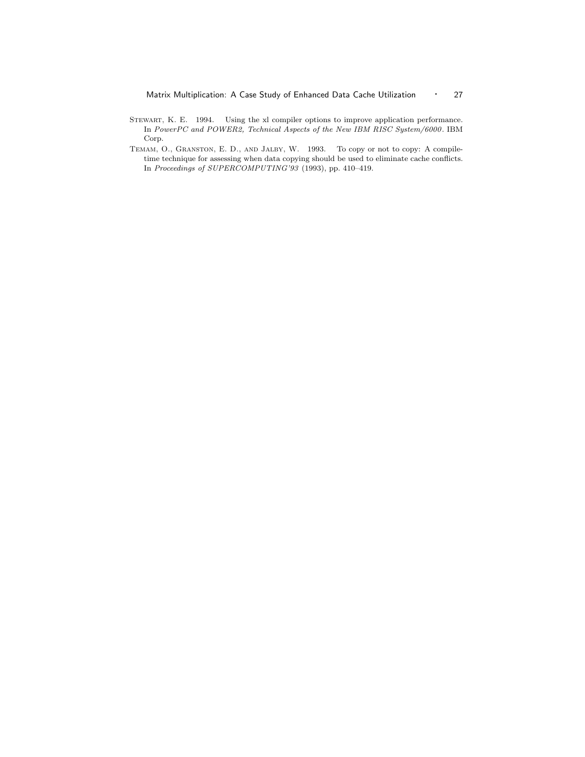Stewart, K. E. 1994. Using the xl compiler options to improve application performance. In *PowerPC and POWER2, Technical Aspects of the New IBM RISC System/6000*. IBM Corp.

Temam, O., Granston, E. D., and Jalby, W. 1993. To copy or not to copy: A compile-time technique for assessing when data copying should be used to eliminate cache conflicts. In *Proceedings of SUPERCOMPUTING'93* (1993), pp. 410–419.